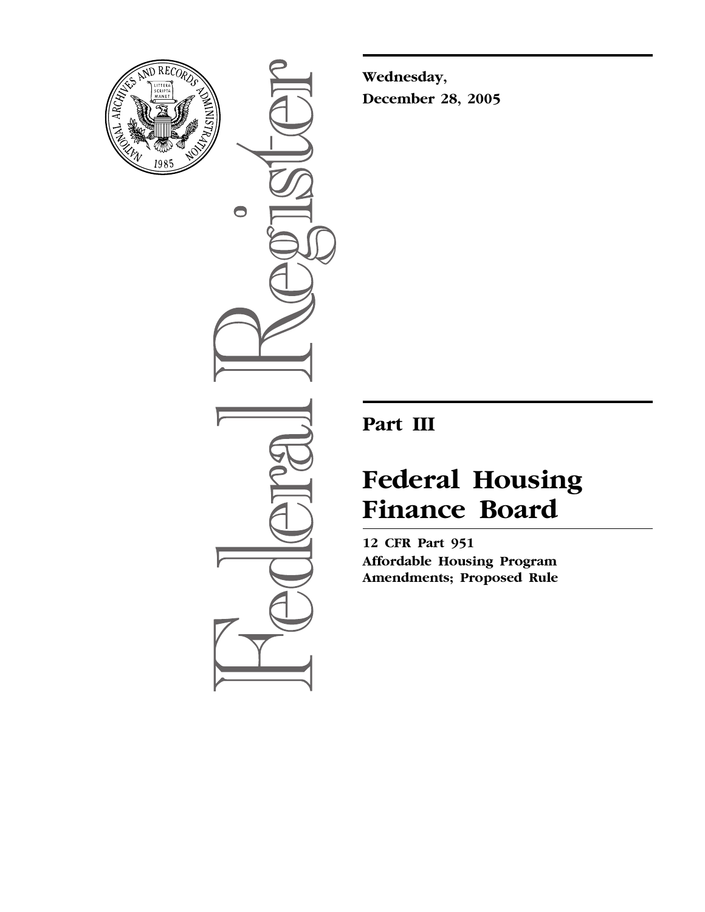**Wednesday,**
**December 28, 2005**

---

# Part III

# Federal Housing Finance Board

**12 CFR Part 951**
**Affordable Housing Program Amendments; Proposed Rule**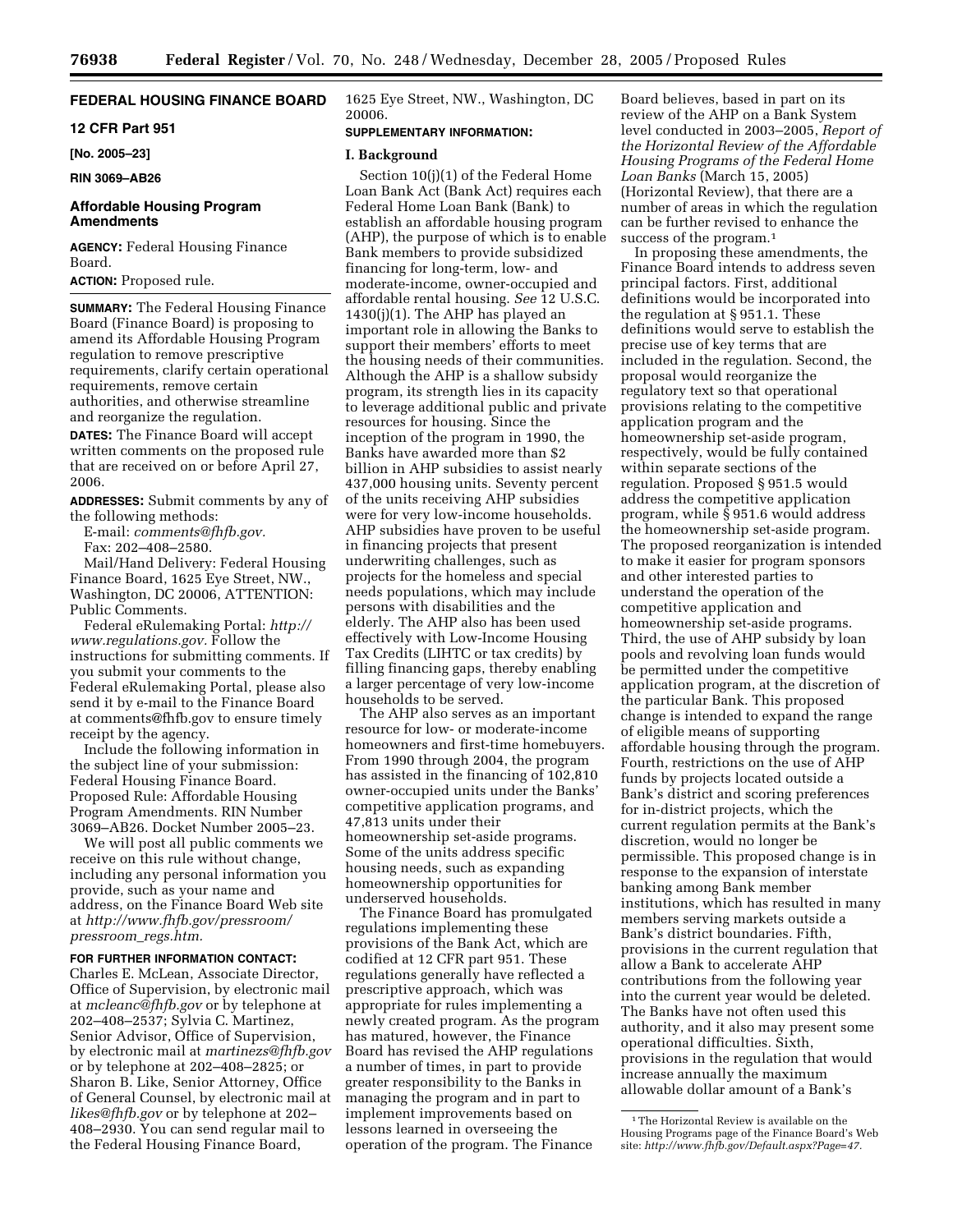**FEDERAL HOUSING FINANCE BOARD**

**12 CFR Part 951**

**[No. 2005–23]**

**RIN 3069–AB26**

## Affordable Housing Program Amendments

**AGENCY:** Federal Housing Finance Board.

**ACTION:** Proposed rule.

**SUMMARY:** The Federal Housing Finance Board (Finance Board) is proposing to amend its Affordable Housing Program regulation to remove prescriptive requirements, clarify certain operational requirements, remove certain authorities, and otherwise streamline and reorganize the regulation.

**DATES:** The Finance Board will accept written comments on the proposed rule that are received on or before April 27, 2006.

**ADDRESSES:** Submit comments by any of the following methods:

E-mail: *comments@fhfb.gov.*

Fax: 202–408–2580.

Mail/Hand Delivery: Federal Housing Finance Board, 1625 Eye Street, NW., Washington, DC 20006, ATTENTION: Public Comments.

Federal eRulemaking Portal: *http://www.regulations.gov.* Follow the instructions for submitting comments. If you submit your comments to the Federal eRulemaking Portal, please also send it by e-mail to the Finance Board at comments@fhfb.gov to ensure timely receipt by the agency.

Include the following information in the subject line of your submission: Federal Housing Finance Board. Proposed Rule: Affordable Housing Program Amendments. RIN Number 3069–AB26. Docket Number 2005–23.

We will post all public comments we receive on this rule without change, including any personal information you provide, such as your name and address, on the Finance Board Web site at *http://www.fhfb.gov/pressroom/pressroom_regs.htm.*

**FOR FURTHER INFORMATION CONTACT:** Charles E. McLean, Associate Director, Office of Supervision, by electronic mail at *mcleanc@fhfb.gov* or by telephone at 202–408–2537; Sylvia C. Martinez, Senior Advisor, Office of Supervision, by electronic mail at *martinezs@fhfb.gov* or by telephone at 202–408–2825; or Sharon B. Like, Senior Attorney, Office of General Counsel, by electronic mail at *likes@fhfb.gov* or by telephone at 202–408–2930. You can send regular mail to the Federal Housing Finance Board, 1625 Eye Street, NW., Washington, DC 20006.

**SUPPLEMENTARY INFORMATION:**

### I. Background

Section 10(j)(1) of the Federal Home Loan Bank Act (Bank Act) requires each Federal Home Loan Bank (Bank) to establish an affordable housing program (AHP), the purpose of which is to enable Bank members to provide subsidized financing for long-term, low- and moderate-income, owner-occupied and affordable rental housing. *See* 12 U.S.C. 1430(j)(1). The AHP has played an important role in allowing the Banks to support their members' efforts to meet the housing needs of their communities. Although the AHP is a shallow subsidy program, its strength lies in its capacity to leverage additional public and private resources for housing. Since the inception of the program in 1990, the Banks have awarded more than $2 billion in AHP subsidies to assist nearly 437,000 housing units. Seventy percent of the units receiving AHP subsidies were for very low-income households. AHP subsidies have proven to be useful in financing projects that present underwriting challenges, such as projects for the homeless and special needs populations, which may include persons with disabilities and the elderly. The AHP also has been used effectively with Low-Income Housing Tax Credits (LIHTC or tax credits) by filling financing gaps, thereby enabling a larger percentage of very low-income households to be served.

The AHP also serves as an important resource for low- or moderate-income homeowners and first-time homebuyers. From 1990 through 2004, the program has assisted in the financing of 102,810 owner-occupied units under the Banks' competitive application programs, and 47,813 units under their homeownership set-aside programs. Some of the units address specific housing needs, such as expanding homeownership opportunities for underserved households.

The Finance Board has promulgated regulations implementing these provisions of the Bank Act, which are codified at 12 CFR part 951. These regulations generally have reflected a prescriptive approach, which was appropriate for rules implementing a newly created program. As the program has matured, however, the Finance Board has revised the AHP regulations a number of times, in part to provide greater responsibility to the Banks in managing the program and in part to implement improvements based on lessons learned in overseeing the operation of the program. The Finance Board believes, based in part on its review of the AHP on a Bank System level conducted in 2003–2005, *Report of the Horizontal Review of the Affordable Housing Programs of the Federal Home Loan Banks* (March 15, 2005) (Horizontal Review), that there are a number of areas in which the regulation can be further revised to enhance the success of the program.[1]

In proposing these amendments, the Finance Board intends to address seven principal factors. First, additional definitions would be incorporated into the regulation at § 951.1. These definitions would serve to establish the precise use of key terms that are included in the regulation. Second, the proposal would reorganize the regulatory text so that operational provisions relating to the competitive application program and the homeownership set-aside program, respectively, would be fully contained within separate sections of the regulation. Proposed § 951.5 would address the competitive application program, while § 951.6 would address the homeownership set-aside program. The proposed reorganization is intended to make it easier for program sponsors and other interested parties to understand the operation of the competitive application and homeownership set-aside programs. Third, the use of AHP subsidy by loan pools and revolving loan funds would be permitted under the competitive application program, at the discretion of the particular Bank. This proposed change is intended to expand the range of eligible means of supporting affordable housing through the program. Fourth, restrictions on the use of AHP funds by projects located outside a Bank's district and scoring preferences for in-district projects, which the current regulation permits at the Bank's discretion, would no longer be permissible. This proposed change is in response to the expansion of interstate banking among Bank member institutions, which has resulted in many members serving markets outside a Bank's district boundaries. Fifth, provisions in the current regulation that allow a Bank to accelerate AHP contributions from the following year into the current year would be deleted. The Banks have not often used this authority, and it also may present some operational difficulties. Sixth, provisions in the regulation that would increase annually the maximum allowable dollar amount of a Bank's

[1] The Horizontal Review is available on the Housing Programs page of the Finance Board's Web site: *http://www.fhfb.gov/Default.aspx?Page=47.*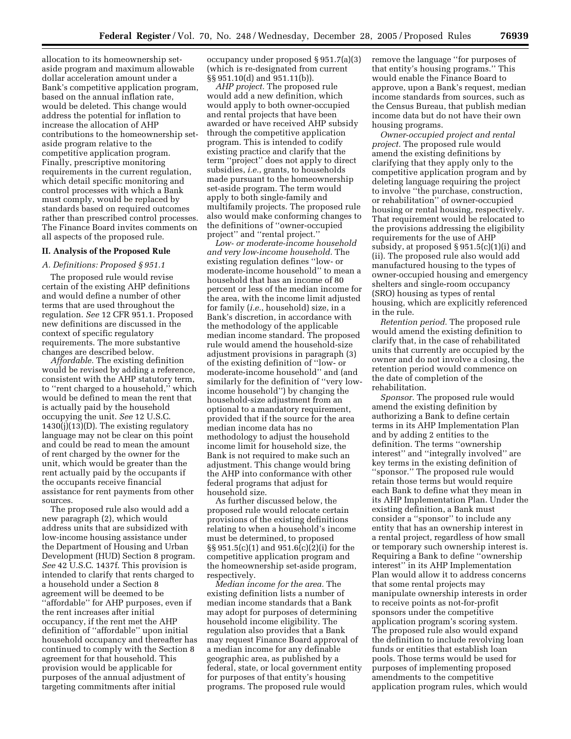allocation to its homeownership set-aside program and maximum allowable dollar acceleration amount under a Bank's competitive application program, based on the annual inflation rate, would be deleted. This change would address the potential for inflation to increase the allocation of AHP contributions to the homeownership set-aside program relative to the competitive application program. Finally, prescriptive monitoring requirements in the current regulation, which detail specific monitoring and control processes with which a Bank must comply, would be replaced by standards based on required outcomes rather than prescribed control processes. The Finance Board invites comments on all aspects of the proposed rule.

## II. Analysis of the Proposed Rule

### A. Definitions: Proposed § 951.1

The proposed rule would revise certain of the existing AHP definitions and would define a number of other terms that are used throughout the regulation. *See* 12 CFR 951.1. Proposed new definitions are discussed in the context of specific regulatory requirements. The more substantive changes are described below.

*Affordable.* The existing definition would be revised by adding a reference, consistent with the AHP statutory term, to ''rent charged to a household,'' which would be defined to mean the rent that is actually paid by the household occupying the unit. *See* 12 U.S.C. 1430(j)(13)(D). The existing regulatory language may not be clear on this point and could be read to mean the amount of rent charged by the owner for the unit, which would be greater than the rent actually paid by the occupants if the occupants receive financial assistance for rent payments from other sources.

The proposed rule also would add a new paragraph (2), which would address units that are subsidized with low-income housing assistance under the Department of Housing and Urban Development (HUD) Section 8 program. *See* 42 U.S.C. 1437f. This provision is intended to clarify that rents charged to a household under a Section 8 agreement will be deemed to be ''affordable'' for AHP purposes, even if the rent increases after initial occupancy, if the rent met the AHP definition of ''affordable'' upon initial household occupancy and thereafter has continued to comply with the Section 8 agreement for that household. This provision would be applicable for purposes of the annual adjustment of targeting commitments after initial occupancy under proposed § 951.7(a)(3) (which is re-designated from current §§ 951.10(d) and 951.11(b)).

*AHP project.* The proposed rule would add a new definition, which would apply to both owner-occupied and rental projects that have been awarded or have received AHP subsidy through the competitive application program. This is intended to codify existing practice and clarify that the term ''project'' does not apply to direct subsidies, *i.e.*, grants, to households made pursuant to the homeownership set-aside program. The term would apply to both single-family and multifamily projects. The proposed rule also would make conforming changes to the definitions of ''owner-occupied project'' and ''rental project.''

*Low- or moderate-income household and very low-income household.* The existing regulation defines ''low- or moderate-income household'' to mean a household that has an income of 80 percent or less of the median income for the area, with the income limit adjusted for family (*i.e.*, household) size, in a Bank's discretion, in accordance with the methodology of the applicable median income standard. The proposed rule would amend the household-size adjustment provisions in paragraph (3) of the existing definition of ''low- or moderate-income household'' and (and similarly for the definition of ''very low-income household'') by changing the household-size adjustment from an optional to a mandatory requirement, provided that if the source for the area median income data has no methodology to adjust the household income limit for household size, the Bank is not required to make such an adjustment. This change would bring the AHP into conformance with other federal programs that adjust for household size.

As further discussed below, the proposed rule would relocate certain provisions of the existing definitions relating to when a household's income must be determined, to proposed §§ 951.5(c)(1) and 951.6(c)(2)(i) for the competitive application program and the homeownership set-aside program, respectively.

*Median income for the area.* The existing definition lists a number of median income standards that a Bank may adopt for purposes of determining household income eligibility. The regulation also provides that a Bank may request Finance Board approval of a median income for any definable geographic area, as published by a federal, state, or local government entity for purposes of that entity's housing programs. The proposed rule would remove the language ''for purposes of that entity's housing programs.'' This would enable the Finance Board to approve, upon a Bank's request, median income standards from sources, such as the Census Bureau, that publish median income data but do not have their own housing programs.

*Owner-occupied project and rental project.* The proposed rule would amend the existing definitions by clarifying that they apply only to the competitive application program and by deleting language requiring the project to involve ''the purchase, construction, or rehabilitation'' of owner-occupied housing or rental housing, respectively. That requirement would be relocated to the provisions addressing the eligibility requirements for the use of AHP subsidy, at proposed § 951.5(c)(1)(i) and (ii). The proposed rule also would add manufactured housing to the types of owner-occupied housing and emergency shelters and single-room occupancy (SRO) housing as types of rental housing, which are explicitly referenced in the rule.

*Retention period.* The proposed rule would amend the existing definition to clarify that, in the case of rehabilitated units that currently are occupied by the owner and do not involve a closing, the retention period would commence on the date of completion of the rehabilitation.

*Sponsor.* The proposed rule would amend the existing definition by authorizing a Bank to define certain terms in its AHP Implementation Plan and by adding 2 entities to the definition. The terms ''ownership interest'' and ''integrally involved'' are key terms in the existing definition of ''sponsor.'' The proposed rule would retain those terms but would require each Bank to define what they mean in its AHP Implementation Plan. Under the existing definition, a Bank must consider a ''sponsor'' to include any entity that has an ownership interest in a rental project, regardless of how small or temporary such ownership interest is. Requiring a Bank to define ''ownership interest'' in its AHP Implementation Plan would allow it to address concerns that some rental projects may manipulate ownership interests in order to receive points as not-for-profit sponsors under the competitive application program's scoring system. The proposed rule also would expand the definition to include revolving loan funds or entities that establish loan pools. Those terms would be used for purposes of implementing proposed amendments to the competitive application program rules, which would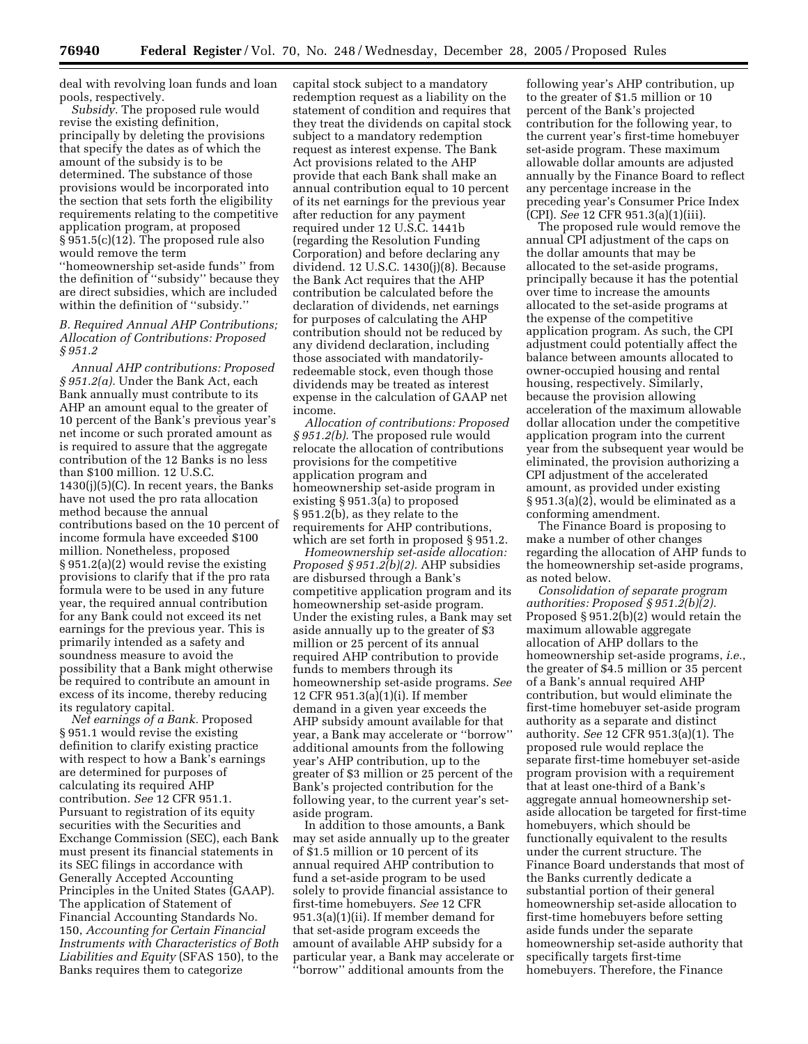deal with revolving loan funds and loan pools, respectively.

*Subsidy.* The proposed rule would revise the existing definition, principally by deleting the provisions that specify the dates as of which the amount of the subsidy is to be determined. The substance of those provisions would be incorporated into the section that sets forth the eligibility requirements relating to the competitive application program, at proposed § 951.5(c)(12). The proposed rule also would remove the term ''homeownership set-aside funds'' from the definition of ''subsidy'' because they are direct subsidies, which are included within the definition of ''subsidy.''

### B. Required Annual AHP Contributions; Allocation of Contributions: Proposed § 951.2

*Annual AHP contributions: Proposed § 951.2(a).* Under the Bank Act, each Bank annually must contribute to its AHP an amount equal to the greater of 10 percent of the Bank's previous year's net income or such prorated amount as is required to assure that the aggregate contribution of the 12 Banks is no less than $100 million. 12 U.S.C. 1430(j)(5)(C). In recent years, the Banks have not used the pro rata allocation method because the annual contributions based on the 10 percent of income formula have exceeded $100 million. Nonetheless, proposed § 951.2(a)(2) would revise the existing provisions to clarify that if the pro rata formula were to be used in any future year, the required annual contribution for any Bank could not exceed its net earnings for the previous year. This is primarily intended as a safety and soundness measure to avoid the possibility that a Bank might otherwise be required to contribute an amount in excess of its income, thereby reducing its regulatory capital.

*Net earnings of a Bank.* Proposed § 951.1 would revise the existing definition to clarify existing practice with respect to how a Bank's earnings are determined for purposes of calculating its required AHP contribution. *See* 12 CFR 951.1. Pursuant to registration of its equity securities with the Securities and Exchange Commission (SEC), each Bank must present its financial statements in its SEC filings in accordance with Generally Accepted Accounting Principles in the United States (GAAP). The application of Statement of Financial Accounting Standards No. 150, *Accounting for Certain Financial Instruments with Characteristics of Both Liabilities and Equity* (SFAS 150), to the Banks requires them to categorize capital stock subject to a mandatory redemption request as a liability on the statement of condition and requires that they treat the dividends on capital stock subject to a mandatory redemption request as interest expense. The Bank Act provisions related to the AHP provide that each Bank shall make an annual contribution equal to 10 percent of its net earnings for the previous year after reduction for any payment required under 12 U.S.C. 1441b (regarding the Resolution Funding Corporation) and before declaring any dividend. 12 U.S.C. 1430(j)(8). Because the Bank Act requires that the AHP contribution be calculated before the declaration of dividends, net earnings for purposes of calculating the AHP contribution should not be reduced by any dividend declaration, including those associated with mandatorily-redeemable stock, even though those dividends may be treated as interest expense in the calculation of GAAP net income.

*Allocation of contributions: Proposed § 951.2(b).* The proposed rule would relocate the allocation of contributions provisions for the competitive application program and homeownership set-aside program in existing § 951.3(a) to proposed § 951.2(b), as they relate to the requirements for AHP contributions, which are set forth in proposed § 951.2.

*Homeownership set-aside allocation: Proposed § 951.2(b)(2).* AHP subsidies are disbursed through a Bank's competitive application program and its homeownership set-aside program. Under the existing rules, a Bank may set aside annually up to the greater of $3 million or 25 percent of its annual required AHP contribution to provide funds to members through its homeownership set-aside programs. *See* 12 CFR 951.3(a)(1)(i). If member demand in a given year exceeds the AHP subsidy amount available for that year, a Bank may accelerate or ''borrow'' additional amounts from the following year's AHP contribution, up to the greater of $3 million or 25 percent of the Bank's projected contribution for the following year, to the current year's set-aside program.

In addition to those amounts, a Bank may set aside annually up to the greater of $1.5 million or 10 percent of its annual required AHP contribution to fund a set-aside program to be used solely to provide financial assistance to first-time homebuyers. *See* 12 CFR 951.3(a)(1)(ii). If member demand for that set-aside program exceeds the amount of available AHP subsidy for a particular year, a Bank may accelerate or ''borrow'' additional amounts from the following year's AHP contribution, up to the greater of $1.5 million or 10 percent of the Bank's projected contribution for the following year, to the current year's first-time homebuyer set-aside program. These maximum allowable dollar amounts are adjusted annually by the Finance Board to reflect any percentage increase in the preceding year's Consumer Price Index (CPI). *See* 12 CFR 951.3(a)(1)(iii).

The proposed rule would remove the annual CPI adjustment of the caps on the dollar amounts that may be allocated to the set-aside programs, principally because it has the potential over time to increase the amounts allocated to the set-aside programs at the expense of the competitive application program. As such, the CPI adjustment could potentially affect the balance between amounts allocated to owner-occupied housing and rental housing, respectively. Similarly, because the provision allowing acceleration of the maximum allowable dollar allocation under the competitive application program into the current year from the subsequent year would be eliminated, the provision authorizing a CPI adjustment of the accelerated amount, as provided under existing § 951.3(a)(2), would be eliminated as a conforming amendment.

The Finance Board is proposing to make a number of other changes regarding the allocation of AHP funds to the homeownership set-aside programs, as noted below.

*Consolidation of separate program authorities: Proposed § 951.2(b)(2).* Proposed § 951.2(b)(2) would retain the maximum allowable aggregate allocation of AHP dollars to the homeownership set-aside programs, *i.e.*, the greater of $4.5 million or 35 percent of a Bank's annual required AHP contribution, but would eliminate the first-time homebuyer set-aside program authority as a separate and distinct authority. *See* 12 CFR 951.3(a)(1). The proposed rule would replace the separate first-time homebuyer set-aside program provision with a requirement that at least one-third of a Bank's aggregate annual homeownership set-aside allocation be targeted for first-time homebuyers, which should be functionally equivalent to the results under the current structure. The Finance Board understands that most of the Banks currently dedicate a substantial portion of their general homeownership set-aside allocation to first-time homebuyers before setting aside funds under the separate homeownership set-aside authority that specifically targets first-time homebuyers. Therefore, the Finance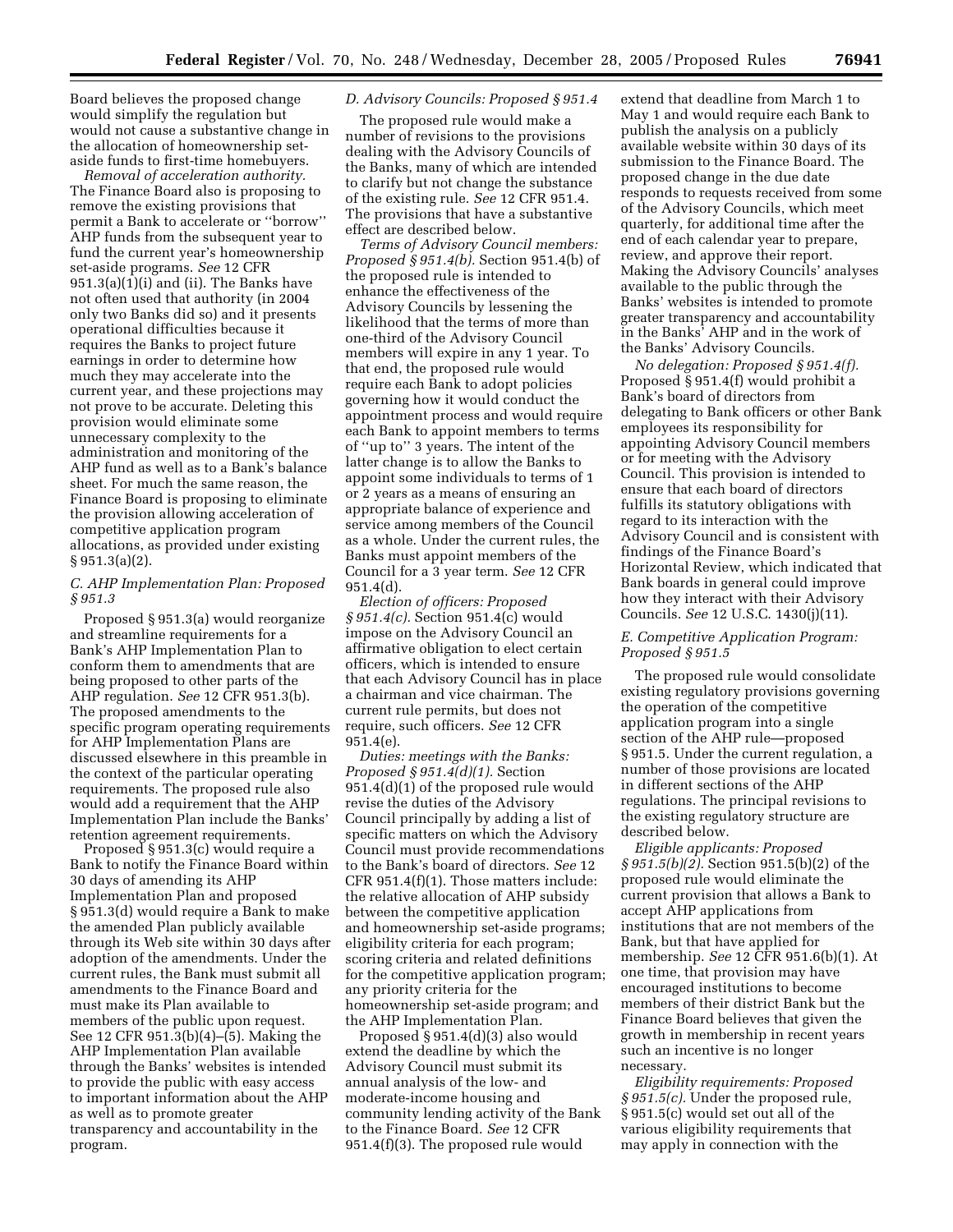Board believes the proposed change would simplify the regulation but would not cause a substantive change in the allocation of homeownership set-aside funds to first-time homebuyers.

*Removal of acceleration authority.* The Finance Board also is proposing to remove the existing provisions that permit a Bank to accelerate or ''borrow'' AHP funds from the subsequent year to fund the current year's homeownership set-aside programs. *See* 12 CFR 951.3(a)(1)(i) and (ii). The Banks have not often used that authority (in 2004 only two Banks did so) and it presents operational difficulties because it requires the Banks to project future earnings in order to determine how much they may accelerate into the current year, and these projections may not prove to be accurate. Deleting this provision would eliminate some unnecessary complexity to the administration and monitoring of the AHP fund as well as to a Bank's balance sheet. For much the same reason, the Finance Board is proposing to eliminate the provision allowing acceleration of competitive application program allocations, as provided under existing § 951.3(a)(2).

### *C. AHP Implementation Plan: Proposed § 951.3*

Proposed § 951.3(a) would reorganize and streamline requirements for a Bank's AHP Implementation Plan to conform them to amendments that are being proposed to other parts of the AHP regulation. *See* 12 CFR 951.3(b). The proposed amendments to the specific program operating requirements for AHP Implementation Plans are discussed elsewhere in this preamble in the context of the particular operating requirements. The proposed rule also would add a requirement that the AHP Implementation Plan include the Banks' retention agreement requirements.

Proposed § 951.3(c) would require a Bank to notify the Finance Board within 30 days of amending its AHP Implementation Plan and proposed § 951.3(d) would require a Bank to make the amended Plan publicly available through its Web site within 30 days after adoption of the amendments. Under the current rules, the Bank must submit all amendments to the Finance Board and must make its Plan available to members of the public upon request. See 12 CFR 951.3(b)(4)–(5). Making the AHP Implementation Plan available through the Banks' websites is intended to provide the public with easy access to important information about the AHP as well as to promote greater transparency and accountability in the program.

### *D. Advisory Councils: Proposed § 951.4*

The proposed rule would make a number of revisions to the provisions dealing with the Advisory Councils of the Banks, many of which are intended to clarify but not change the substance of the existing rule. *See* 12 CFR 951.4. The provisions that have a substantive effect are described below.

*Terms of Advisory Council members: Proposed § 951.4(b).* Section 951.4(b) of the proposed rule is intended to enhance the effectiveness of the Advisory Councils by lessening the likelihood that the terms of more than one-third of the Advisory Council members will expire in any 1 year. To that end, the proposed rule would require each Bank to adopt policies governing how it would conduct the appointment process and would require each Bank to appoint members to terms of ''up to'' 3 years. The intent of the latter change is to allow the Banks to appoint some individuals to terms of 1 or 2 years as a means of ensuring an appropriate balance of experience and service among members of the Council as a whole. Under the current rules, the Banks must appoint members of the Council for a 3 year term. *See* 12 CFR 951.4(d).

*Election of officers: Proposed § 951.4(c).* Section 951.4(c) would impose on the Advisory Council an affirmative obligation to elect certain officers, which is intended to ensure that each Advisory Council has in place a chairman and vice chairman. The current rule permits, but does not require, such officers. *See* 12 CFR 951.4(e).

*Duties: meetings with the Banks: Proposed § 951.4(d)(1).* Section 951.4(d)(1) of the proposed rule would revise the duties of the Advisory Council principally by adding a list of specific matters on which the Advisory Council must provide recommendations to the Bank's board of directors. *See* 12 CFR 951.4(f)(1). Those matters include: the relative allocation of AHP subsidy between the competitive application and homeownership set-aside programs; eligibility criteria for each program; scoring criteria and related definitions for the competitive application program; any priority criteria for the homeownership set-aside program; and the AHP Implementation Plan.

Proposed § 951.4(d)(3) also would extend the deadline by which the Advisory Council must submit its annual analysis of the low- and moderate-income housing and community lending activity of the Bank to the Finance Board. *See* 12 CFR 951.4(f)(3). The proposed rule would extend that deadline from March 1 to May 1 and would require each Bank to publish the analysis on a publicly available website within 30 days of its submission to the Finance Board. The proposed change in the due date responds to requests received from some of the Advisory Councils, which meet quarterly, for additional time after the end of each calendar year to prepare, review, and approve their report. Making the Advisory Councils' analyses available to the public through the Banks' websites is intended to promote greater transparency and accountability in the Banks' AHP and in the work of the Banks' Advisory Councils.

*No delegation: Proposed § 951.4(f).* Proposed § 951.4(f) would prohibit a Bank's board of directors from delegating to Bank officers or other Bank employees its responsibility for appointing Advisory Council members or for meeting with the Advisory Council. This provision is intended to ensure that each board of directors fulfills its statutory obligations with regard to its interaction with the Advisory Council and is consistent with findings of the Finance Board's Horizontal Review, which indicated that Bank boards in general could improve how they interact with their Advisory Councils. *See* 12 U.S.C. 1430(j)(11).

### *E. Competitive Application Program: Proposed § 951.5*

The proposed rule would consolidate existing regulatory provisions governing the operation of the competitive application program into a single section of the AHP rule—proposed § 951.5. Under the current regulation, a number of those provisions are located in different sections of the AHP regulations. The principal revisions to the existing regulatory structure are described below.

*Eligible applicants: Proposed § 951.5(b)(2).* Section 951.5(b)(2) of the proposed rule would eliminate the current provision that allows a Bank to accept AHP applications from institutions that are not members of the Bank, but that have applied for membership. *See* 12 CFR 951.6(b)(1). At one time, that provision may have encouraged institutions to become members of their district Bank but the Finance Board believes that given the growth in membership in recent years such an incentive is no longer necessary.

*Eligibility requirements: Proposed § 951.5(c).* Under the proposed rule, § 951.5(c) would set out all of the various eligibility requirements that may apply in connection with the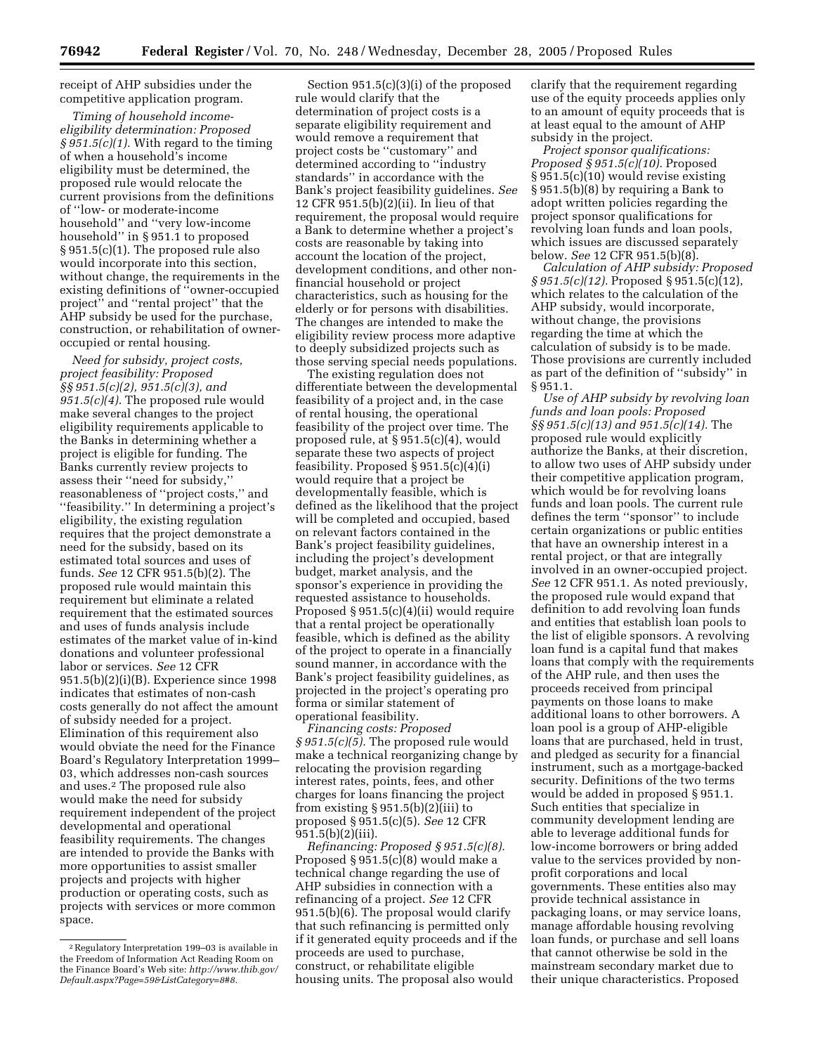receipt of AHP subsidies under the competitive application program.

*Timing of household income-eligibility determination: Proposed § 951.5(c)(1).* With regard to the timing of when a household's income eligibility must be determined, the proposed rule would relocate the current provisions from the definitions of ''low- or moderate-income household'' and ''very low-income household'' in § 951.1 to proposed § 951.5(c)(1). The proposed rule also would incorporate into this section, without change, the requirements in the existing definitions of ''owner-occupied project'' and ''rental project'' that the AHP subsidy be used for the purchase, construction, or rehabilitation of owner-occupied or rental housing.

*Need for subsidy, project costs, project feasibility: Proposed §§ 951.5(c)(2), 951.5(c)(3), and 951.5(c)(4).* The proposed rule would make several changes to the project eligibility requirements applicable to the Banks in determining whether a project is eligible for funding. The Banks currently review projects to assess their ''need for subsidy,'' reasonableness of ''project costs,'' and ''feasibility.'' In determining a project's eligibility, the existing regulation requires that the project demonstrate a need for the subsidy, based on its estimated total sources and uses of funds. *See* 12 CFR 951.5(b)(2). The proposed rule would maintain this requirement but eliminate a related requirement that the estimated sources and uses of funds analysis include estimates of the market value of in-kind donations and volunteer professional labor or services. *See* 12 CFR 951.5(b)(2)(i)(B). Experience since 1998 indicates that estimates of non-cash costs generally do not affect the amount of subsidy needed for a project. Elimination of this requirement also would obviate the need for the Finance Board's Regulatory Interpretation 1999–03, which addresses non-cash sources and uses.[2] The proposed rule also would make the need for subsidy requirement independent of the project developmental and operational feasibility requirements. The changes are intended to provide the Banks with more opportunities to assist smaller projects and projects with higher production or operating costs, such as projects with services or more common space.

Section 951.5(c)(3)(i) of the proposed rule would clarify that the determination of project costs is a separate eligibility requirement and would remove a requirement that project costs be ''customary'' and determined according to ''industry standards'' in accordance with the Bank's project feasibility guidelines. *See* 12 CFR 951.5(b)(2)(ii). In lieu of that requirement, the proposal would require a Bank to determine whether a project's costs are reasonable by taking into account the location of the project, development conditions, and other non-financial household or project characteristics, such as housing for the elderly or for persons with disabilities. The changes are intended to make the eligibility review process more adaptive to deeply subsidized projects such as those serving special needs populations.

The existing regulation does not differentiate between the developmental feasibility of a project and, in the case of rental housing, the operational feasibility of the project over time. The proposed rule, at § 951.5(c)(4), would separate these two aspects of project feasibility. Proposed § 951.5(c)(4)(i) would require that a project be developmentally feasible, which is defined as the likelihood that the project will be completed and occupied, based on relevant factors contained in the Bank's project feasibility guidelines, including the project's development budget, market analysis, and the sponsor's experience in providing the requested assistance to households. Proposed § 951.5(c)(4)(ii) would require that a rental project be operationally feasible, which is defined as the ability of the project to operate in a financially sound manner, in accordance with the Bank's project feasibility guidelines, as projected in the project's operating pro forma or similar statement of operational feasibility.

*Financing costs: Proposed § 951.5(c)(5).* The proposed rule would make a technical reorganizing change by relocating the provision regarding interest rates, points, fees, and other charges for loans financing the project from existing § 951.5(b)(2)(iii) to proposed § 951.5(c)(5). *See* 12 CFR 951.5(b)(2)(iii).

*Refinancing: Proposed § 951.5(c)(8).* Proposed § 951.5(c)(8) would make a technical change regarding the use of AHP subsidies in connection with a refinancing of a project. *See* 12 CFR 951.5(b)(6). The proposal would clarify that such refinancing is permitted only if it generated equity proceeds and if the proceeds are used to purchase, construct, or rehabilitate eligible housing units. The proposal also would clarify that the requirement regarding use of the equity proceeds applies only to an amount of equity proceeds that is at least equal to the amount of AHP subsidy in the project.

*Project sponsor qualifications: Proposed § 951.5(c)(10).* Proposed § 951.5(c)(10) would revise existing § 951.5(b)(8) by requiring a Bank to adopt written policies regarding the project sponsor qualifications for revolving loan funds and loan pools, which issues are discussed separately below. *See* 12 CFR 951.5(b)(8).

*Calculation of AHP subsidy: Proposed § 951.5(c)(12).* Proposed § 951.5(c)(12), which relates to the calculation of the AHP subsidy, would incorporate, without change, the provisions regarding the time at which the calculation of subsidy is to be made. Those provisions are currently included as part of the definition of ''subsidy'' in § 951.1.

*Use of AHP subsidy by revolving loan funds and loan pools: Proposed §§ 951.5(c)(13) and 951.5(c)(14).* The proposed rule would explicitly authorize the Banks, at their discretion, to allow two uses of AHP subsidy under their competitive application program, which would be for revolving loans funds and loan pools. The current rule defines the term ''sponsor'' to include certain organizations or public entities that have an ownership interest in a rental project, or that are integrally involved in an owner-occupied project. *See* 12 CFR 951.1. As noted previously, the proposed rule would expand that definition to add revolving loan funds and entities that establish loan pools to the list of eligible sponsors. A revolving loan fund is a capital fund that makes loans that comply with the requirements of the AHP rule, and then uses the proceeds received from principal payments on those loans to make additional loans to other borrowers. A loan pool is a group of AHP-eligible loans that are purchased, held in trust, and pledged as security for a financial instrument, such as a mortgage-backed security. Definitions of the two terms would be added in proposed § 951.1. Such entities that specialize in community development lending are able to leverage additional funds for low-income borrowers or bring added value to the services provided by non-profit corporations and local governments. These entities also may provide technical assistance in packaging loans, or may service loans, manage affordable housing revolving loan funds, or purchase and sell loans that cannot otherwise be sold in the mainstream secondary market due to their unique characteristics. Proposed

[2] Regulatory Interpretation 199–03 is available in the Freedom of Information Act Reading Room on the Finance Board's Web site: *http://www.fhfb.gov/Default.aspx?Page=59&ListCategory=8#8.*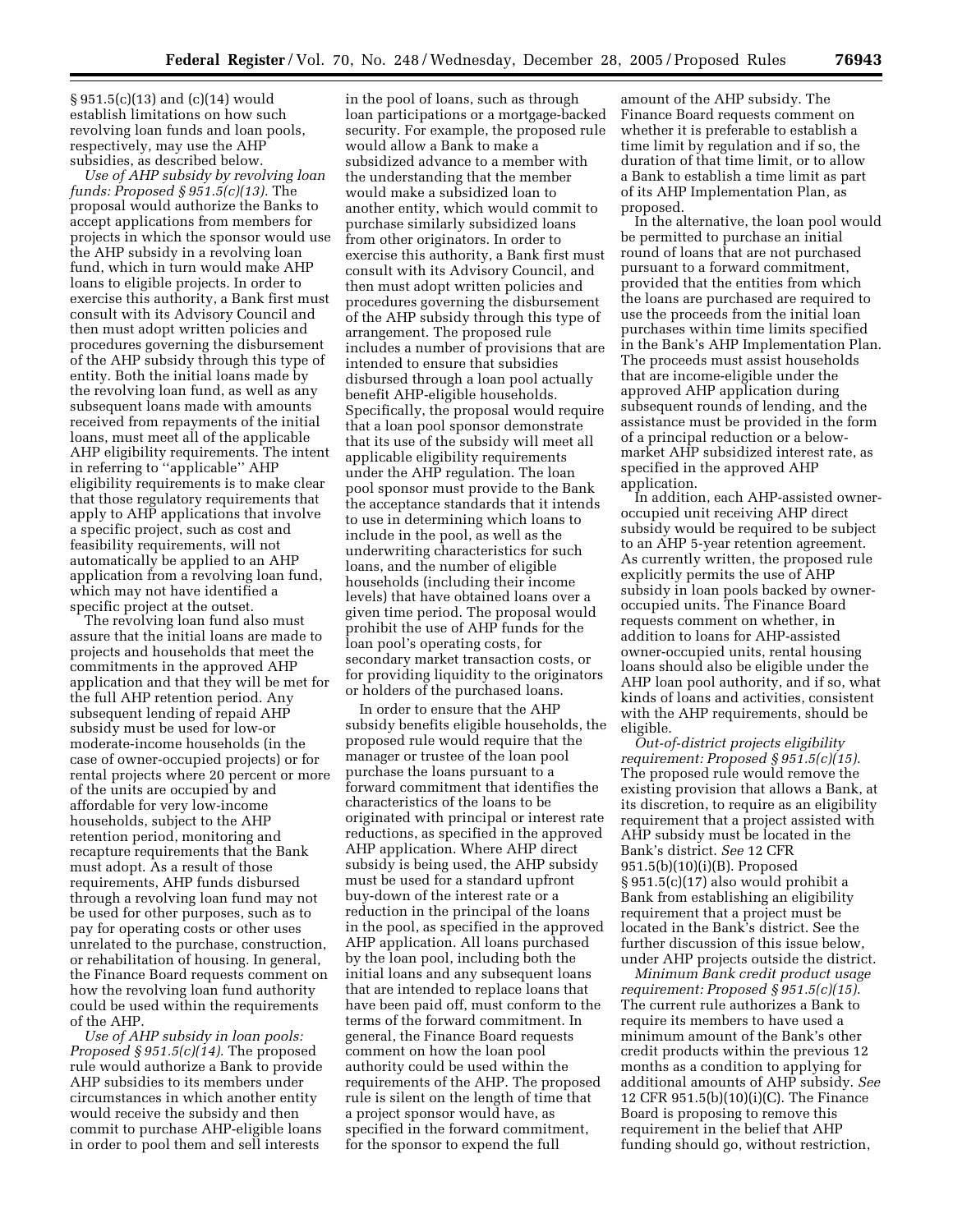§ 951.5(c)(13) and (c)(14) would establish limitations on how such revolving loan funds and loan pools, respectively, may use the AHP subsidies, as described below.

*Use of AHP subsidy by revolving loan funds: Proposed § 951.5(c)(13).* The proposal would authorize the Banks to accept applications from members for projects in which the sponsor would use the AHP subsidy in a revolving loan fund, which in turn would make AHP loans to eligible projects. In order to exercise this authority, a Bank first must consult with its Advisory Council and then must adopt written policies and procedures governing the disbursement of the AHP subsidy through this type of entity. Both the initial loans made by the revolving loan fund, as well as any subsequent loans made with amounts received from repayments of the initial loans, must meet all of the applicable AHP eligibility requirements. The intent in referring to "applicable" AHP eligibility requirements is to make clear that those regulatory requirements that apply to AHP applications that involve a specific project, such as cost and feasibility requirements, will not automatically be applied to an AHP application from a revolving loan fund, which may not have identified a specific project at the outset.

The revolving loan fund also must assure that the initial loans are made to projects and households that meet the commitments in the approved AHP application and that they will be met for the full AHP retention period. Any subsequent lending of repaid AHP subsidy must be used for low-or moderate-income households (in the case of owner-occupied projects) or for rental projects where 20 percent or more of the units are occupied by and affordable for very low-income households, subject to the AHP retention period, monitoring and recapture requirements that the Bank must adopt. As a result of those requirements, AHP funds disbursed through a revolving loan fund may not be used for other purposes, such as to pay for operating costs or other uses unrelated to the purchase, construction, or rehabilitation of housing. In general, the Finance Board requests comment on how the revolving loan fund authority could be used within the requirements of the AHP.

*Use of AHP subsidy in loan pools: Proposed § 951.5(c)(14).* The proposed rule would authorize a Bank to provide AHP subsidies to its members under circumstances in which another entity would receive the subsidy and then commit to purchase AHP-eligible loans in order to pool them and sell interests in the pool of loans, such as through loan participations or a mortgage-backed security. For example, the proposed rule would allow a Bank to make a subsidized advance to a member with the understanding that the member would make a subsidized loan to another entity, which would commit to purchase similarly subsidized loans from other originators. In order to exercise this authority, a Bank first must consult with its Advisory Council, and then must adopt written policies and procedures governing the disbursement of the AHP subsidy through this type of arrangement. The proposed rule includes a number of provisions that are intended to ensure that subsidies disbursed through a loan pool actually benefit AHP-eligible households. Specifically, the proposal would require that a loan pool sponsor demonstrate that its use of the subsidy will meet all applicable eligibility requirements under the AHP regulation. The loan pool sponsor must provide to the Bank the acceptance standards that it intends to use in determining which loans to include in the pool, as well as the underwriting characteristics for such loans, and the number of eligible households (including their income levels) that have obtained loans over a given time period. The proposal would prohibit the use of AHP funds for the loan pool's operating costs, for secondary market transaction costs, or for providing liquidity to the originators or holders of the purchased loans.

In order to ensure that the AHP subsidy benefits eligible households, the proposed rule would require that the manager or trustee of the loan pool purchase the loans pursuant to a forward commitment that identifies the characteristics of the loans to be originated with principal or interest rate reductions, as specified in the approved AHP application. Where AHP direct subsidy is being used, the AHP subsidy must be used for a standard upfront buy-down of the interest rate or a reduction in the principal of the loans in the pool, as specified in the approved AHP application. All loans purchased by the loan pool, including both the initial loans and any subsequent loans that are intended to replace loans that have been paid off, must conform to the terms of the forward commitment. In general, the Finance Board requests comment on how the loan pool authority could be used within the requirements of the AHP. The proposed rule is silent on the length of time that a project sponsor would have, as specified in the forward commitment, for the sponsor to expend the full amount of the AHP subsidy. The Finance Board requests comment on whether it is preferable to establish a time limit by regulation and if so, the duration of that time limit, or to allow a Bank to establish a time limit as part of its AHP Implementation Plan, as proposed.

In the alternative, the loan pool would be permitted to purchase an initial round of loans that are not purchased pursuant to a forward commitment, provided that the entities from which the loans are purchased are required to use the proceeds from the initial loan purchases within time limits specified in the Bank's AHP Implementation Plan. The proceeds must assist households that are income-eligible under the approved AHP application during subsequent rounds of lending, and the assistance must be provided in the form of a principal reduction or a below-market AHP subsidized interest rate, as specified in the approved AHP application.

In addition, each AHP-assisted owner-occupied unit receiving AHP direct subsidy would be required to be subject to an AHP 5-year retention agreement. As currently written, the proposed rule explicitly permits the use of AHP subsidy in loan pools backed by owner-occupied units. The Finance Board requests comment on whether, in addition to loans for AHP-assisted owner-occupied units, rental housing loans should also be eligible under the AHP loan pool authority, and if so, what kinds of loans and activities, consistent with the AHP requirements, should be eligible.

*Out-of-district projects eligibility requirement: Proposed § 951.5(c)(15).* The proposed rule would remove the existing provision that allows a Bank, at its discretion, to require as an eligibility requirement that a project assisted with AHP subsidy must be located in the Bank's district. *See* 12 CFR 951.5(b)(10)(i)(B). Proposed § 951.5(c)(17) also would prohibit a Bank from establishing an eligibility requirement that a project must be located in the Bank's district. See the further discussion of this issue below, under AHP projects outside the district.

*Minimum Bank credit product usage requirement: Proposed § 951.5(c)(15).* The current rule authorizes a Bank to require its members to have used a minimum amount of the Bank's other credit products within the previous 12 months as a condition to applying for additional amounts of AHP subsidy. *See* 12 CFR 951.5(b)(10)(i)(C). The Finance Board is proposing to remove this requirement in the belief that AHP funding should go, without restriction,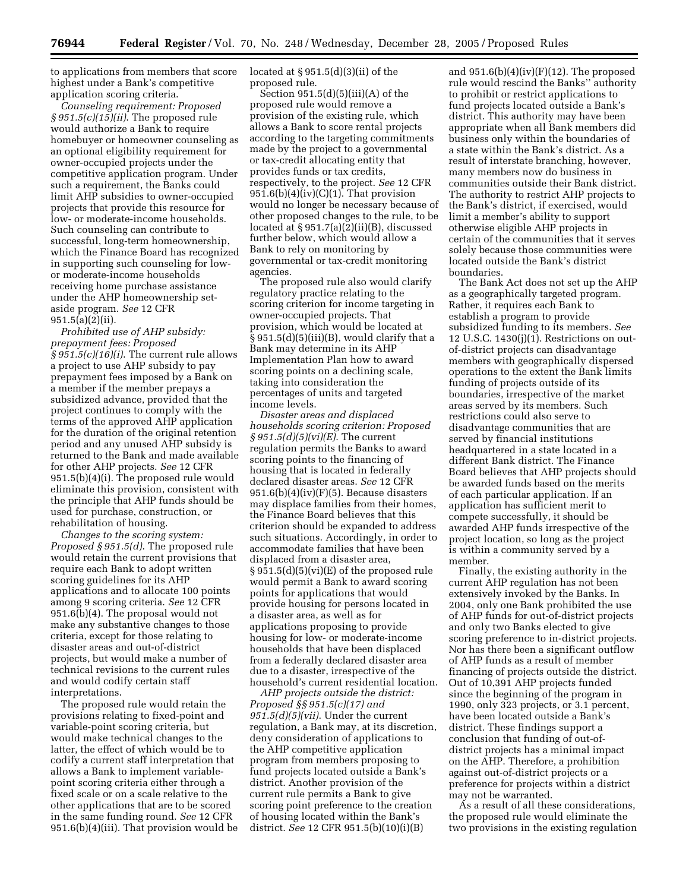to applications from members that score highest under a Bank's competitive application scoring criteria.

*Counseling requirement: Proposed § 951.5(c)(15)(ii).* The proposed rule would authorize a Bank to require homebuyer or homeowner counseling as an optional eligibility requirement for owner-occupied projects under the competitive application program. Under such a requirement, the Banks could limit AHP subsidies to owner-occupied projects that provide this resource for low- or moderate-income households. Such counseling can contribute to successful, long-term homeownership, which the Finance Board has recognized in supporting such counseling for low- or moderate-income households receiving home purchase assistance under the AHP homeownership set-aside program. *See* 12 CFR 951.5(a)(2)(ii).

*Prohibited use of AHP subsidy: prepayment fees: Proposed § 951.5(c)(16)(i).* The current rule allows a project to use AHP subsidy to pay prepayment fees imposed by a Bank on a member if the member prepays a subsidized advance, provided that the project continues to comply with the terms of the approved AHP application for the duration of the original retention period and any unused AHP subsidy is returned to the Bank and made available for other AHP projects. *See* 12 CFR 951.5(b)(4)(i). The proposed rule would eliminate this provision, consistent with the principle that AHP funds should be used for purchase, construction, or rehabilitation of housing.

*Changes to the scoring system: Proposed § 951.5(d).* The proposed rule would retain the current provisions that require each Bank to adopt written scoring guidelines for its AHP applications and to allocate 100 points among 9 scoring criteria. *See* 12 CFR 951.6(b)(4). The proposal would not make any substantive changes to those criteria, except for those relating to disaster areas and out-of-district projects, but would make a number of technical revisions to the current rules and would codify certain staff interpretations.

The proposed rule would retain the provisions relating to fixed-point and variable-point scoring criteria, but would make technical changes to the latter, the effect of which would be to codify a current staff interpretation that allows a Bank to implement variable-point scoring criteria either through a fixed scale or on a scale relative to the other applications that are to be scored in the same funding round. *See* 12 CFR 951.6(b)(4)(iii). That provision would be located at § 951.5(d)(3)(ii) of the proposed rule.

Section 951.5(d)(5)(iii)(A) of the proposed rule would remove a provision of the existing rule, which allows a Bank to score rental projects according to the targeting commitments made by the project to a governmental or tax-credit allocating entity that provides funds or tax credits, respectively, to the project. *See* 12 CFR 951.6(b)(4)(iv)(C)(1). That provision would no longer be necessary because of other proposed changes to the rule, to be located at § 951.7(a)(2)(ii)(B), discussed further below, which would allow a Bank to rely on monitoring by governmental or tax-credit monitoring agencies.

The proposed rule also would clarify regulatory practice relating to the scoring criterion for income targeting in owner-occupied projects. That provision, which would be located at § 951.5(d)(5)(iii)(B), would clarify that a Bank may determine in its AHP Implementation Plan how to award scoring points on a declining scale, taking into consideration the percentages of units and targeted income levels.

*Disaster areas and displaced households scoring criterion: Proposed § 951.5(d)(5)(vi)(E).* The current regulation permits the Banks to award scoring points to the financing of housing that is located in federally declared disaster areas. *See* 12 CFR 951.6(b)(4)(iv)(F)(5). Because disasters may displace families from their homes, the Finance Board believes that this criterion should be expanded to address such situations. Accordingly, in order to accommodate families that have been displaced from a disaster area, § 951.5(d)(5)(vi)(E) of the proposed rule would permit a Bank to award scoring points for applications that would provide housing for persons located in a disaster area, as well as for applications proposing to provide housing for low- or moderate-income households that have been displaced from a federally declared disaster area due to a disaster, irrespective of the household's current residential location.

*AHP projects outside the district: Proposed §§ 951.5(c)(17) and 951.5(d)(5)(vii).* Under the current regulation, a Bank may, at its discretion, deny consideration of applications to the AHP competitive application program from members proposing to fund projects located outside a Bank's district. Another provision of the current rule permits a Bank to give scoring point preference to the creation of housing located within the Bank's district. *See* 12 CFR 951.5(b)(10)(i)(B) and 951.6(b)(4)(iv)(F)(12). The proposed rule would rescind the Banks'' authority to prohibit or restrict applications to fund projects located outside a Bank's district. This authority may have been appropriate when all Bank members did business only within the boundaries of a state within the Bank's district. As a result of interstate branching, however, many members now do business in communities outside their Bank district. The authority to restrict AHP projects to the Bank's district, if exercised, would limit a member's ability to support otherwise eligible AHP projects in certain of the communities that it serves solely because those communities were located outside the Bank's district boundaries.

The Bank Act does not set up the AHP as a geographically targeted program. Rather, it requires each Bank to establish a program to provide subsidized funding to its members. *See* 12 U.S.C. 1430(j)(1). Restrictions on out-of-district projects can disadvantage members with geographically dispersed operations to the extent the Bank limits funding of projects outside of its boundaries, irrespective of the market areas served by its members. Such restrictions could also serve to disadvantage communities that are served by financial institutions headquartered in a state located in a different Bank district. The Finance Board believes that AHP projects should be awarded funds based on the merits of each particular application. If an application has sufficient merit to compete successfully, it should be awarded AHP funds irrespective of the project location, so long as the project is within a community served by a member.

Finally, the existing authority in the current AHP regulation has not been extensively invoked by the Banks. In 2004, only one Bank prohibited the use of AHP funds for out-of-district projects and only two Banks elected to give scoring preference to in-district projects. Nor has there been a significant outflow of AHP funds as a result of member financing of projects outside the district. Out of 10,391 AHP projects funded since the beginning of the program in 1990, only 323 projects, or 3.1 percent, have been located outside a Bank's district. These findings support a conclusion that funding of out-of-district projects has a minimal impact on the AHP. Therefore, a prohibition against out-of-district projects or a preference for projects within a district may not be warranted.

As a result of all these considerations, the proposed rule would eliminate the two provisions in the existing regulation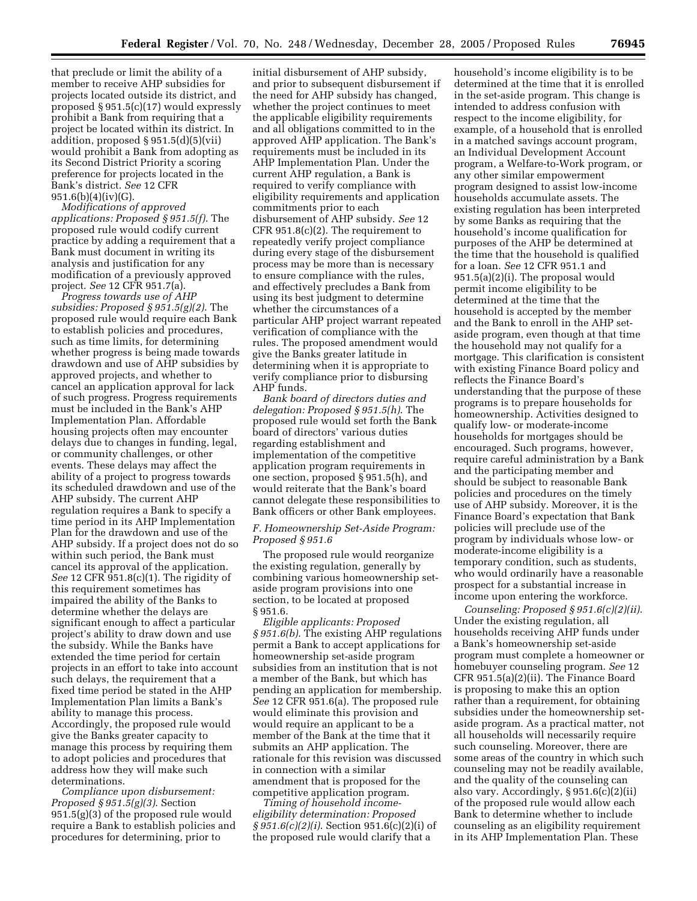that preclude or limit the ability of a member to receive AHP subsidies for projects located outside its district, and proposed § 951.5(c)(17) would expressly prohibit a Bank from requiring that a project be located within its district. In addition, proposed § 951.5(d)(5)(vii) would prohibit a Bank from adopting as its Second District Priority a scoring preference for projects located in the Bank's district. *See* 12 CFR 951.6(b)(4)(iv)(G).

*Modifications of approved applications: Proposed § 951.5(f).* The proposed rule would codify current practice by adding a requirement that a Bank must document in writing its analysis and justification for any modification of a previously approved project. *See* 12 CFR 951.7(a).

*Progress towards use of AHP subsidies: Proposed § 951.5(g)(2).* The proposed rule would require each Bank to establish policies and procedures, such as time limits, for determining whether progress is being made towards drawdown and use of AHP subsidies by approved projects, and whether to cancel an application approval for lack of such progress. Progress requirements must be included in the Bank's AHP Implementation Plan. Affordable housing projects often may encounter delays due to changes in funding, legal, or community challenges, or other events. These delays may affect the ability of a project to progress towards its scheduled drawdown and use of the AHP subsidy. The current AHP regulation requires a Bank to specify a time period in its AHP Implementation Plan for the drawdown and use of the AHP subsidy. If a project does not do so within such period, the Bank must cancel its approval of the application. *See* 12 CFR 951.8(c)(1). The rigidity of this requirement sometimes has impaired the ability of the Banks to determine whether the delays are significant enough to affect a particular project's ability to draw down and use the subsidy. While the Banks have extended the time period for certain projects in an effort to take into account such delays, the requirement that a fixed time period be stated in the AHP Implementation Plan limits a Bank's ability to manage this process. Accordingly, the proposed rule would give the Banks greater capacity to manage this process by requiring them to adopt policies and procedures that address how they will make such determinations.

*Compliance upon disbursement: Proposed § 951.5(g)(3).* Section 951.5(g)(3) of the proposed rule would require a Bank to establish policies and procedures for determining, prior to initial disbursement of AHP subsidy, and prior to subsequent disbursement if the need for AHP subsidy has changed, whether the project continues to meet the applicable eligibility requirements and all obligations committed to in the approved AHP application. The Bank's requirements must be included in its AHP Implementation Plan. Under the current AHP regulation, a Bank is required to verify compliance with eligibility requirements and application commitments prior to each disbursement of AHP subsidy. *See* 12 CFR 951.8(c)(2). The requirement to repeatedly verify project compliance during every stage of the disbursement process may be more than is necessary to ensure compliance with the rules, and effectively precludes a Bank from using its best judgment to determine whether the circumstances of a particular AHP project warrant repeated verification of compliance with the rules. The proposed amendment would give the Banks greater latitude in determining when it is appropriate to verify compliance prior to disbursing AHP funds.

*Bank board of directors duties and delegation: Proposed § 951.5(h).* The proposed rule would set forth the Bank board of directors' various duties regarding establishment and implementation of the competitive application program requirements in one section, proposed § 951.5(h), and would reiterate that the Bank's board cannot delegate these responsibilities to Bank officers or other Bank employees.

### F. Homeownership Set-Aside Program: Proposed § 951.6

The proposed rule would reorganize the existing regulation, generally by combining various homeownership set-aside program provisions into one section, to be located at proposed § 951.6.

*Eligible applicants: Proposed § 951.6(b).* The existing AHP regulations permit a Bank to accept applications for homeownership set-aside program subsidies from an institution that is not a member of the Bank, but which has pending an application for membership. *See* 12 CFR 951.6(a). The proposed rule would eliminate this provision and would require an applicant to be a member of the Bank at the time that it submits an AHP application. The rationale for this revision was discussed in connection with a similar amendment that is proposed for the competitive application program.

*Timing of household income-eligibility determination: Proposed § 951.6(c)(2)(i).* Section 951.6(c)(2)(i) of the proposed rule would clarify that a household's income eligibility is to be determined at the time that it is enrolled in the set-aside program. This change is intended to address confusion with respect to the income eligibility, for example, of a household that is enrolled in a matched savings account program, an Individual Development Account program, a Welfare-to-Work program, or any other similar empowerment program designed to assist low-income households accumulate assets. The existing regulation has been interpreted by some Banks as requiring that the household's income qualification for purposes of the AHP be determined at the time that the household is qualified for a loan. *See* 12 CFR 951.1 and 951.5(a)(2)(i). The proposal would permit income eligibility to be determined at the time that the household is accepted by the member and the Bank to enroll in the AHP set-aside program, even though at that time the household may not qualify for a mortgage. This clarification is consistent with existing Finance Board policy and reflects the Finance Board's understanding that the purpose of these programs is to prepare households for homeownership. Activities designed to qualify low- or moderate-income households for mortgages should be encouraged. Such programs, however, require careful administration by a Bank and the participating member and should be subject to reasonable Bank policies and procedures on the timely use of AHP subsidy. Moreover, it is the Finance Board's expectation that Bank policies will preclude use of the program by individuals whose low- or moderate-income eligibility is a temporary condition, such as students, who would ordinarily have a reasonable prospect for a substantial increase in income upon entering the workforce.

*Counseling: Proposed § 951.6(c)(2)(ii).* Under the existing regulation, all households receiving AHP funds under a Bank's homeownership set-aside program must complete a homeowner or homebuyer counseling program. *See* 12 CFR 951.5(a)(2)(ii). The Finance Board is proposing to make this an option rather than a requirement, for obtaining subsidies under the homeownership set-aside program. As a practical matter, not all households will necessarily require such counseling. Moreover, there are some areas of the country in which such counseling may not be readily available, and the quality of the counseling can also vary. Accordingly, § 951.6(c)(2)(ii) of the proposed rule would allow each Bank to determine whether to include counseling as an eligibility requirement in its AHP Implementation Plan. These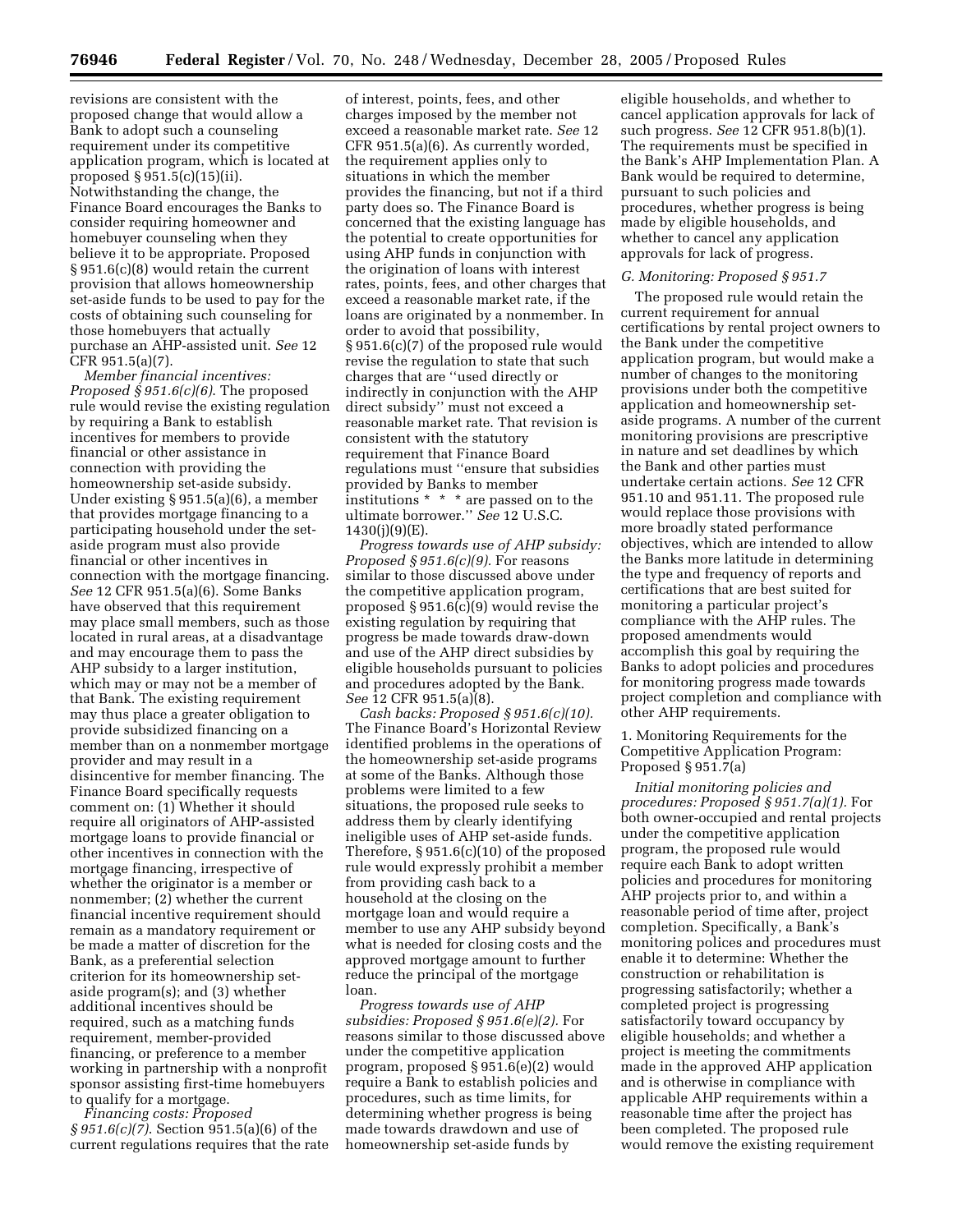revisions are consistent with the proposed change that would allow a Bank to adopt such a counseling requirement under its competitive application program, which is located at proposed § 951.5(c)(15)(ii). Notwithstanding the change, the Finance Board encourages the Banks to consider requiring homeowner and homebuyer counseling when they believe it to be appropriate. Proposed § 951.6(c)(8) would retain the current provision that allows homeownership set-aside funds to be used to pay for the costs of obtaining such counseling for those homebuyers that actually purchase an AHP-assisted unit. *See* 12 CFR 951.5(a)(7).

*Member financial incentives: Proposed § 951.6(c)(6).* The proposed rule would revise the existing regulation by requiring a Bank to establish incentives for members to provide financial or other assistance in connection with providing the homeownership set-aside subsidy. Under existing § 951.5(a)(6), a member that provides mortgage financing to a participating household under the set-aside program must also provide financial or other incentives in connection with the mortgage financing. *See* 12 CFR 951.5(a)(6). Some Banks have observed that this requirement may place small members, such as those located in rural areas, at a disadvantage and may encourage them to pass the AHP subsidy to a larger institution, which may or may not be a member of that Bank. The existing requirement may thus place a greater obligation to provide subsidized financing on a member than on a nonmember mortgage provider and may result in a disincentive for member financing. The Finance Board specifically requests comment on: (1) Whether it should require all originators of AHP-assisted mortgage loans to provide financial or other incentives in connection with the mortgage financing, irrespective of whether the originator is a member or nonmember; (2) whether the current financial incentive requirement should remain as a mandatory requirement or be made a matter of discretion for the Bank, as a preferential selection criterion for its homeownership set-aside program(s); and (3) whether additional incentives should be required, such as a matching funds requirement, member-provided financing, or preference to a member working in partnership with a nonprofit sponsor assisting first-time homebuyers to qualify for a mortgage.

*Financing costs: Proposed § 951.6(c)(7).* Section 951.5(a)(6) of the current regulations requires that the rate of interest, points, fees, and other charges imposed by the member not exceed a reasonable market rate. *See* 12 CFR 951.5(a)(6). As currently worded, the requirement applies only to situations in which the member provides the financing, but not if a third party does so. The Finance Board is concerned that the existing language has the potential to create opportunities for using AHP funds in conjunction with the origination of loans with interest rates, points, fees, and other charges that exceed a reasonable market rate, if the loans are originated by a nonmember. In order to avoid that possibility, § 951.6(c)(7) of the proposed rule would revise the regulation to state that such charges that are "used directly or indirectly in conjunction with the AHP direct subsidy" must not exceed a reasonable market rate. That revision is consistent with the statutory requirement that Finance Board regulations must "ensure that subsidies provided by Banks to member institutions * * * are passed on to the ultimate borrower." *See* 12 U.S.C. 1430(j)(9)(E).

*Progress towards use of AHP subsidy: Proposed § 951.6(c)(9).* For reasons similar to those discussed above under the competitive application program, proposed § 951.6(c)(9) would revise the existing regulation by requiring that progress be made towards draw-down and use of the AHP direct subsidies by eligible households pursuant to policies and procedures adopted by the Bank. *See* 12 CFR 951.5(a)(8).

*Cash backs: Proposed § 951.6(c)(10).* The Finance Board's Horizontal Review identified problems in the operations of the homeownership set-aside programs at some of the Banks. Although those problems were limited to a few situations, the proposed rule seeks to address them by clearly identifying ineligible uses of AHP set-aside funds. Therefore, § 951.6(c)(10) of the proposed rule would expressly prohibit a member from providing cash back to a household at the closing on the mortgage loan and would require a member to use any AHP subsidy beyond what is needed for closing costs and the approved mortgage amount to further reduce the principal of the mortgage loan.

*Progress towards use of AHP subsidies: Proposed § 951.6(e)(2).* For reasons similar to those discussed above under the competitive application program, proposed § 951.6(e)(2) would require a Bank to establish policies and procedures, such as time limits, for determining whether progress is being made towards drawdown and use of homeownership set-aside funds by eligible households, and whether to cancel application approvals for lack of such progress. *See* 12 CFR 951.8(b)(1). The requirements must be specified in the Bank's AHP Implementation Plan. A Bank would be required to determine, pursuant to such policies and procedures, whether progress is being made by eligible households, and whether to cancel any application approvals for lack of progress.

### *G. Monitoring: Proposed § 951.7*

The proposed rule would retain the current requirement for annual certifications by rental project owners to the Bank under the competitive application program, but would make a number of changes to the monitoring provisions under both the competitive application and homeownership set-aside programs. A number of the current monitoring provisions are prescriptive in nature and set deadlines by which the Bank and other parties must undertake certain actions. *See* 12 CFR 951.10 and 951.11. The proposed rule would replace those provisions with more broadly stated performance objectives, which are intended to allow the Banks more latitude in determining the type and frequency of reports and certifications that are best suited for monitoring a particular project's compliance with the AHP rules. The proposed amendments would accomplish this goal by requiring the Banks to adopt policies and procedures for monitoring progress made towards project completion and compliance with other AHP requirements.

1. Monitoring Requirements for the Competitive Application Program: Proposed § 951.7(a)

*Initial monitoring policies and procedures: Proposed § 951.7(a)(1).* For both owner-occupied and rental projects under the competitive application program, the proposed rule would require each Bank to adopt written policies and procedures for monitoring AHP projects prior to, and within a reasonable period of time after, project completion. Specifically, a Bank's monitoring polices and procedures must enable it to determine: Whether the construction or rehabilitation is progressing satisfactorily; whether a completed project is progressing satisfactorily toward occupancy by eligible households; and whether a project is meeting the commitments made in the approved AHP application and is otherwise in compliance with applicable AHP requirements within a reasonable time after the project has been completed. The proposed rule would remove the existing requirement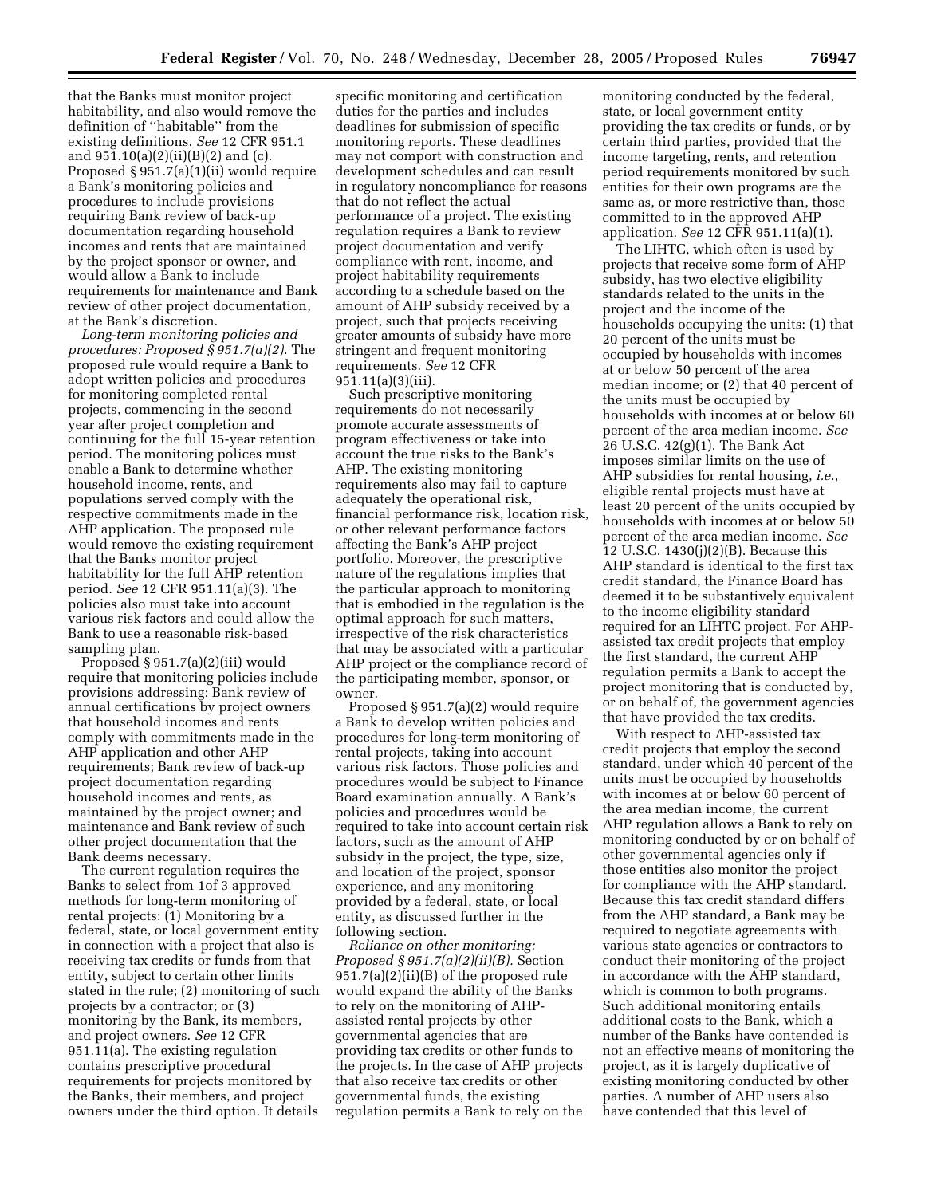that the Banks must monitor project habitability, and also would remove the definition of ''habitable'' from the existing definitions. *See* 12 CFR 951.1 and 951.10(a)(2)(ii)(B)(2) and (c). Proposed § 951.7(a)(1)(ii) would require a Bank's monitoring policies and procedures to include provisions requiring Bank review of back-up documentation regarding household incomes and rents that are maintained by the project sponsor or owner, and would allow a Bank to include requirements for maintenance and Bank review of other project documentation, at the Bank's discretion.

*Long-term monitoring policies and procedures: Proposed § 951.7(a)(2).* The proposed rule would require a Bank to adopt written policies and procedures for monitoring completed rental projects, commencing in the second year after project completion and continuing for the full 15-year retention period. The monitoring polices must enable a Bank to determine whether household income, rents, and populations served comply with the respective commitments made in the AHP application. The proposed rule would remove the existing requirement that the Banks monitor project habitability for the full AHP retention period. *See* 12 CFR 951.11(a)(3). The policies also must take into account various risk factors and could allow the Bank to use a reasonable risk-based sampling plan.

Proposed § 951.7(a)(2)(iii) would require that monitoring policies include provisions addressing: Bank review of annual certifications by project owners that household incomes and rents comply with commitments made in the AHP application and other AHP requirements; Bank review of back-up project documentation regarding household incomes and rents, as maintained by the project owner; and maintenance and Bank review of such other project documentation that the Bank deems necessary.

The current regulation requires the Banks to select from 1of 3 approved methods for long-term monitoring of rental projects: (1) Monitoring by a federal, state, or local government entity in connection with a project that also is receiving tax credits or funds from that entity, subject to certain other limits stated in the rule; (2) monitoring of such projects by a contractor; or (3) monitoring by the Bank, its members, and project owners. *See* 12 CFR 951.11(a). The existing regulation contains prescriptive procedural requirements for projects monitored by the Banks, their members, and project owners under the third option. It details specific monitoring and certification duties for the parties and includes deadlines for submission of specific monitoring reports. These deadlines may not comport with construction and development schedules and can result in regulatory noncompliance for reasons that do not reflect the actual performance of a project. The existing regulation requires a Bank to review project documentation and verify compliance with rent, income, and project habitability requirements according to a schedule based on the amount of AHP subsidy received by a project, such that projects receiving greater amounts of subsidy have more stringent and frequent monitoring requirements. *See* 12 CFR 951.11(a)(3)(iii).

Such prescriptive monitoring requirements do not necessarily promote accurate assessments of program effectiveness or take into account the true risks to the Bank's AHP. The existing monitoring requirements also may fail to capture adequately the operational risk, financial performance risk, location risk, or other relevant performance factors affecting the Bank's AHP project portfolio. Moreover, the prescriptive nature of the regulations implies that the particular approach to monitoring that is embodied in the regulation is the optimal approach for such matters, irrespective of the risk characteristics that may be associated with a particular AHP project or the compliance record of the participating member, sponsor, or owner.

Proposed § 951.7(a)(2) would require a Bank to develop written policies and procedures for long-term monitoring of rental projects, taking into account various risk factors. Those policies and procedures would be subject to Finance Board examination annually. A Bank's policies and procedures would be required to take into account certain risk factors, such as the amount of AHP subsidy in the project, the type, size, and location of the project, sponsor experience, and any monitoring provided by a federal, state, or local entity, as discussed further in the following section.

*Reliance on other monitoring: Proposed § 951.7(a)(2)(ii)(B).* Section 951.7(a)(2)(ii)(B) of the proposed rule would expand the ability of the Banks to rely on the monitoring of AHP-assisted rental projects by other governmental agencies that are providing tax credits or other funds to the projects. In the case of AHP projects that also receive tax credits or other governmental funds, the existing regulation permits a Bank to rely on the monitoring conducted by the federal, state, or local government entity providing the tax credits or funds, or by certain third parties, provided that the income targeting, rents, and retention period requirements monitored by such entities for their own programs are the same as, or more restrictive than, those committed to in the approved AHP application. *See* 12 CFR 951.11(a)(1).

The LIHTC, which often is used by projects that receive some form of AHP subsidy, has two elective eligibility standards related to the units in the project and the income of the households occupying the units: (1) that 20 percent of the units must be occupied by households with incomes at or below 50 percent of the area median income; or (2) that 40 percent of the units must be occupied by households with incomes at or below 60 percent of the area median income. *See* 26 U.S.C. 42(g)(1). The Bank Act imposes similar limits on the use of AHP subsidies for rental housing, *i.e.*, eligible rental projects must have at least 20 percent of the units occupied by households with incomes at or below 50 percent of the area median income. *See* 12 U.S.C. 1430(j)(2)(B). Because this AHP standard is identical to the first tax credit standard, the Finance Board has deemed it to be substantively equivalent to the income eligibility standard required for an LIHTC project. For AHP-assisted tax credit projects that employ the first standard, the current AHP regulation permits a Bank to accept the project monitoring that is conducted by, or on behalf of, the government agencies that have provided the tax credits.

With respect to AHP-assisted tax credit projects that employ the second standard, under which 40 percent of the units must be occupied by households with incomes at or below 60 percent of the area median income, the current AHP regulation allows a Bank to rely on monitoring conducted by or on behalf of other governmental agencies only if those entities also monitor the project for compliance with the AHP standard. Because this tax credit standard differs from the AHP standard, a Bank may be required to negotiate agreements with various state agencies or contractors to conduct their monitoring of the project in accordance with the AHP standard, which is common to both programs. Such additional monitoring entails additional costs to the Bank, which a number of the Banks have contended is not an effective means of monitoring the project, as it is largely duplicative of existing monitoring conducted by other parties. A number of AHP users also have contended that this level of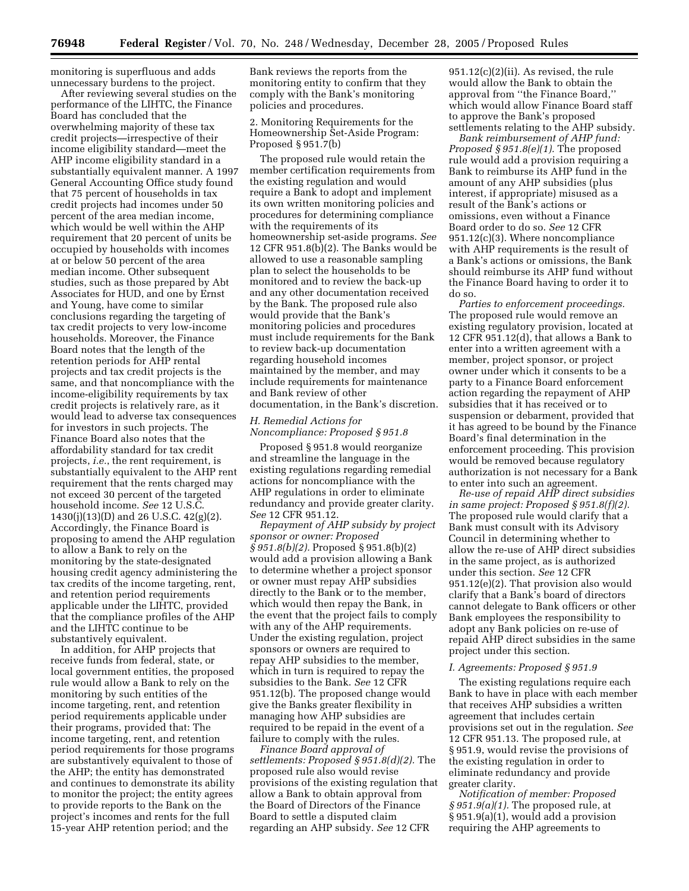monitoring is superfluous and adds unnecessary burdens to the project.

After reviewing several studies on the performance of the LIHTC, the Finance Board has concluded that the overwhelming majority of these tax credit projects—irrespective of their income eligibility standard—meet the AHP income eligibility standard in a substantially equivalent manner. A 1997 General Accounting Office study found that 75 percent of households in tax credit projects had incomes under 50 percent of the area median income, which would be well within the AHP requirement that 20 percent of units be occupied by households with incomes at or below 50 percent of the area median income. Other subsequent studies, such as those prepared by Abt Associates for HUD, and one by Ernst and Young, have come to similar conclusions regarding the targeting of tax credit projects to very low-income households. Moreover, the Finance Board notes that the length of the retention periods for AHP rental projects and tax credit projects is the same, and that noncompliance with the income-eligibility requirements by tax credit projects is relatively rare, as it would lead to adverse tax consequences for investors in such projects. The Finance Board also notes that the affordability standard for tax credit projects, *i.e.*, the rent requirement, is substantially equivalent to the AHP rent requirement that the rents charged may not exceed 30 percent of the targeted household income. *See* 12 U.S.C. 1430(j)(13)(D) and 26 U.S.C. 42(g)(2). Accordingly, the Finance Board is proposing to amend the AHP regulation to allow a Bank to rely on the monitoring by the state-designated housing credit agency administering the tax credits of the income targeting, rent, and retention period requirements applicable under the LIHTC, provided that the compliance profiles of the AHP and the LIHTC continue to be substantively equivalent.

In addition, for AHP projects that receive funds from federal, state, or local government entities, the proposed rule would allow a Bank to rely on the monitoring by such entities of the income targeting, rent, and retention period requirements applicable under their programs, provided that: The income targeting, rent, and retention period requirements for those programs are substantively equivalent to those of the AHP; the entity has demonstrated and continues to demonstrate its ability to monitor the project; the entity agrees to provide reports to the Bank on the project's incomes and rents for the full 15-year AHP retention period; and the Bank reviews the reports from the monitoring entity to confirm that they comply with the Bank's monitoring policies and procedures.

2. Monitoring Requirements for the Homeownership Set-Aside Program: Proposed § 951.7(b)

The proposed rule would retain the member certification requirements from the existing regulation and would require a Bank to adopt and implement its own written monitoring policies and procedures for determining compliance with the requirements of its homeownership set-aside programs. *See* 12 CFR 951.8(b)(2). The Banks would be allowed to use a reasonable sampling plan to select the households to be monitored and to review the back-up and any other documentation received by the Bank. The proposed rule also would provide that the Bank's monitoring policies and procedures must include requirements for the Bank to review back-up documentation regarding household incomes maintained by the member, and may include requirements for maintenance and Bank review of other documentation, in the Bank's discretion.

### H. Remedial Actions for Noncompliance: Proposed § 951.8

Proposed § 951.8 would reorganize and streamline the language in the existing regulations regarding remedial actions for noncompliance with the AHP regulations in order to eliminate redundancy and provide greater clarity. *See* 12 CFR 951.12.

*Repayment of AHP subsidy by project sponsor or owner: Proposed § 951.8(b)(2).* Proposed § 951.8(b)(2) would add a provision allowing a Bank to determine whether a project sponsor or owner must repay AHP subsidies directly to the Bank or to the member, which would then repay the Bank, in the event that the project fails to comply with any of the AHP requirements. Under the existing regulation, project sponsors or owners are required to repay AHP subsidies to the member, which in turn is required to repay the subsidies to the Bank. *See* 12 CFR 951.12(b). The proposed change would give the Banks greater flexibility in managing how AHP subsidies are required to be repaid in the event of a failure to comply with the rules.

*Finance Board approval of settlements: Proposed § 951.8(d)(2).* The proposed rule also would revise provisions of the existing regulation that allow a Bank to obtain approval from the Board of Directors of the Finance Board to settle a disputed claim regarding an AHP subsidy. *See* 12 CFR 951.12(c)(2)(ii). As revised, the rule would allow the Bank to obtain the approval from "the Finance Board," which would allow Finance Board staff to approve the Bank's proposed settlements relating to the AHP subsidy.

*Bank reimbursement of AHP fund: Proposed § 951.8(e)(1).* The proposed rule would add a provision requiring a Bank to reimburse its AHP fund in the amount of any AHP subsidies (plus interest, if appropriate) misused as a result of the Bank's actions or omissions, even without a Finance Board order to do so. *See* 12 CFR 951.12(c)(3). Where noncompliance with AHP requirements is the result of a Bank's actions or omissions, the Bank should reimburse its AHP fund without the Finance Board having to order it to do so.

*Parties to enforcement proceedings.* The proposed rule would remove an existing regulatory provision, located at 12 CFR 951.12(d), that allows a Bank to enter into a written agreement with a member, project sponsor, or project owner under which it consents to be a party to a Finance Board enforcement action regarding the repayment of AHP subsidies that it has received or to suspension or debarment, provided that it has agreed to be bound by the Finance Board's final determination in the enforcement proceeding. This provision would be removed because regulatory authorization is not necessary for a Bank to enter into such an agreement.

*Re-use of repaid AHP direct subsidies in same project: Proposed § 951.8(f)(2).* The proposed rule would clarify that a Bank must consult with its Advisory Council in determining whether to allow the re-use of AHP direct subsidies in the same project, as is authorized under this section. *See* 12 CFR 951.12(e)(2). That provision also would clarify that a Bank's board of directors cannot delegate to Bank officers or other Bank employees the responsibility to adopt any Bank policies on re-use of repaid AHP direct subsidies in the same project under this section.

### I. Agreements: Proposed § 951.9

The existing regulations require each Bank to have in place with each member that receives AHP subsidies a written agreement that includes certain provisions set out in the regulation. *See* 12 CFR 951.13. The proposed rule, at § 951.9, would revise the provisions of the existing regulation in order to eliminate redundancy and provide greater clarity.

*Notification of member: Proposed § 951.9(a)(1).* The proposed rule, at § 951.9(a)(1), would add a provision requiring the AHP agreements to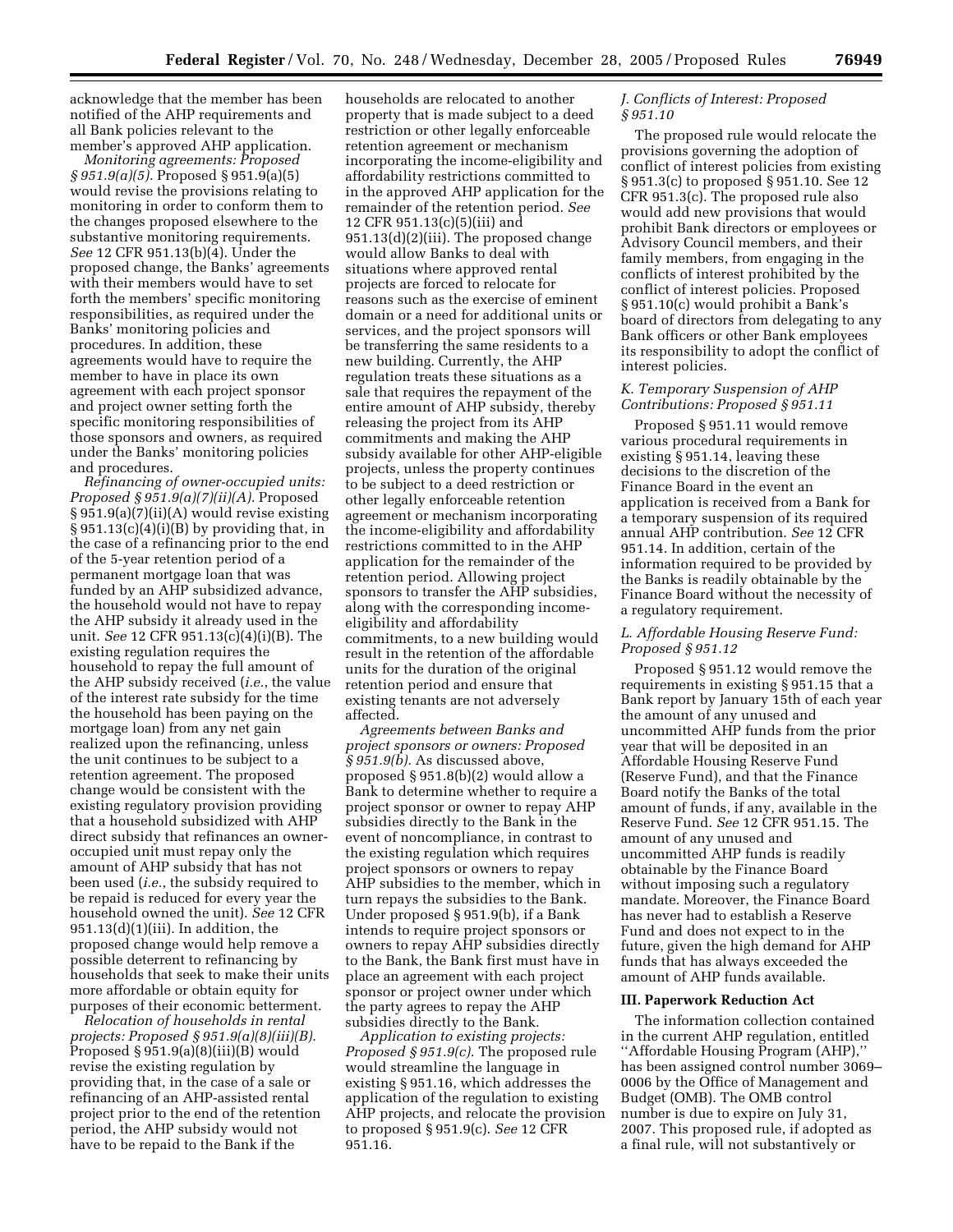acknowledge that the member has been notified of the AHP requirements and all Bank policies relevant to the member's approved AHP application.

*Monitoring agreements: Proposed § 951.9(a)(5).* Proposed § 951.9(a)(5) would revise the provisions relating to monitoring in order to conform them to the changes proposed elsewhere to the substantive monitoring requirements. *See* 12 CFR 951.13(b)(4). Under the proposed change, the Banks' agreements with their members would have to set forth the members' specific monitoring responsibilities, as required under the Banks' monitoring policies and procedures. In addition, these agreements would have to require the member to have in place its own agreement with each project sponsor and project owner setting forth the specific monitoring responsibilities of those sponsors and owners, as required under the Banks' monitoring policies and procedures.

*Refinancing of owner-occupied units: Proposed § 951.9(a)(7)(ii)(A).* Proposed § 951.9(a)(7)(ii)(A) would revise existing § 951.13(c)(4)(i)(B) by providing that, in the case of a refinancing prior to the end of the 5-year retention period of a permanent mortgage loan that was funded by an AHP subsidized advance, the household would not have to repay the AHP subsidy it already used in the unit. *See* 12 CFR 951.13(c)(4)(i)(B). The existing regulation requires the household to repay the full amount of the AHP subsidy received (*i.e.*, the value of the interest rate subsidy for the time the household has been paying on the mortgage loan) from any net gain realized upon the refinancing, unless the unit continues to be subject to a retention agreement. The proposed change would be consistent with the existing regulatory provision providing that a household subsidized with AHP direct subsidy that refinances an owner-occupied unit must repay only the amount of AHP subsidy that has not been used (*i.e.*, the subsidy required to be repaid is reduced for every year the household owned the unit). *See* 12 CFR 951.13(d)(1)(iii). In addition, the proposed change would help remove a possible deterrent to refinancing by households that seek to make their units more affordable or obtain equity for purposes of their economic betterment.

*Relocation of households in rental projects: Proposed § 951.9(a)(8)(iii)(B).* Proposed § 951.9(a)(8)(iii)(B) would revise the existing regulation by providing that, in the case of a sale or refinancing of an AHP-assisted rental project prior to the end of the retention period, the AHP subsidy would not have to be repaid to the Bank if the households are relocated to another property that is made subject to a deed restriction or other legally enforceable retention agreement or mechanism incorporating the income-eligibility and affordability restrictions committed to in the approved AHP application for the remainder of the retention period. *See* 12 CFR 951.13(c)(5)(iii) and 951.13(d)(2)(iii). The proposed change would allow Banks to deal with situations where approved rental projects are forced to relocate for reasons such as the exercise of eminent domain or a need for additional units or services, and the project sponsors will be transferring the same residents to a new building. Currently, the AHP regulation treats these situations as a sale that requires the repayment of the entire amount of AHP subsidy, thereby releasing the project from its AHP commitments and making the AHP subsidy available for other AHP-eligible projects, unless the property continues to be subject to a deed restriction or other legally enforceable retention agreement or mechanism incorporating the income-eligibility and affordability restrictions committed to in the AHP application for the remainder of the retention period. Allowing project sponsors to transfer the AHP subsidies, along with the corresponding income-eligibility and affordability commitments, to a new building would result in the retention of the affordable units for the duration of the original retention period and ensure that existing tenants are not adversely affected.

*Agreements between Banks and project sponsors or owners: Proposed § 951.9(b).* As discussed above, proposed § 951.8(b)(2) would allow a Bank to determine whether to require a project sponsor or owner to repay AHP subsidies directly to the Bank in the event of noncompliance, in contrast to the existing regulation which requires project sponsors or owners to repay AHP subsidies to the member, which in turn repays the subsidies to the Bank. Under proposed § 951.9(b), if a Bank intends to require project sponsors or owners to repay AHP subsidies directly to the Bank, the Bank first must have in place an agreement with each project sponsor or project owner under which the party agrees to repay the AHP subsidies directly to the Bank.

*Application to existing projects: Proposed § 951.9(c).* The proposed rule would streamline the language in existing § 951.16, which addresses the application of the regulation to existing AHP projects, and relocate the provision to proposed § 951.9(c). *See* 12 CFR 951.16.

### *J. Conflicts of Interest: Proposed § 951.10*

The proposed rule would relocate the provisions governing the adoption of conflict of interest policies from existing § 951.3(c) to proposed § 951.10. *See* 12 CFR 951.3(c). The proposed rule also would add new provisions that would prohibit Bank directors or employees or Advisory Council members, and their family members, from engaging in the conflicts of interest prohibited by the conflict of interest policies. Proposed § 951.10(c) would prohibit a Bank's board of directors from delegating to any Bank officers or other Bank employees its responsibility to adopt the conflict of interest policies.

### *K. Temporary Suspension of AHP Contributions: Proposed § 951.11*

Proposed § 951.11 would remove various procedural requirements in existing § 951.14, leaving these decisions to the discretion of the Finance Board in the event an application is received from a Bank for a temporary suspension of its required annual AHP contribution. *See* 12 CFR 951.14. In addition, certain of the information required to be provided by the Banks is readily obtainable by the Finance Board without the necessity of a regulatory requirement.

### *L. Affordable Housing Reserve Fund: Proposed § 951.12*

Proposed § 951.12 would remove the requirements in existing § 951.15 that a Bank report by January 15th of each year the amount of any unused and uncommitted AHP funds from the prior year that will be deposited in an Affordable Housing Reserve Fund (Reserve Fund), and that the Finance Board notify the Banks of the total amount of funds, if any, available in the Reserve Fund. *See* 12 CFR 951.15. The amount of any unused and uncommitted AHP funds is readily obtainable by the Finance Board without imposing such a regulatory mandate. Moreover, the Finance Board has never had to establish a Reserve Fund and does not expect to in the future, given the high demand for AHP funds that has always exceeded the amount of AHP funds available.

## III. Paperwork Reduction Act

The information collection contained in the current AHP regulation, entitled ''Affordable Housing Program (AHP),'' has been assigned control number 3069–0006 by the Office of Management and Budget (OMB). The OMB control number is due to expire on July 31, 2007. This proposed rule, if adopted as a final rule, will not substantively or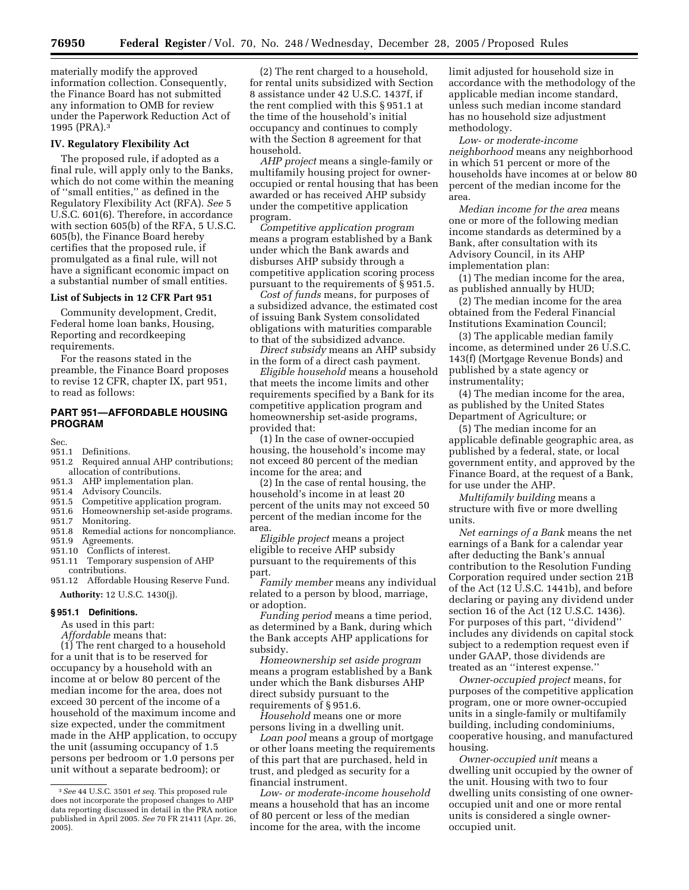materially modify the approved information collection. Consequently, the Finance Board has not submitted any information to OMB for review under the Paperwork Reduction Act of 1995 (PRA).[3]

### IV. Regulatory Flexibility Act

The proposed rule, if adopted as a final rule, will apply only to the Banks, which do not come within the meaning of ''small entities,'' as defined in the Regulatory Flexibility Act (RFA). *See* 5 U.S.C. 601(6). Therefore, in accordance with section 605(b) of the RFA, 5 U.S.C. 605(b), the Finance Board hereby certifies that the proposed rule, if promulgated as a final rule, will not have a significant economic impact on a substantial number of small entities.

### List of Subjects in 12 CFR Part 951

Community development, Credit, Federal home loan banks, Housing, Reporting and recordkeeping requirements.

For the reasons stated in the preamble, the Finance Board proposes to revise 12 CFR, chapter IX, part 951, to read as follows:

## PART 951—AFFORDABLE HOUSING PROGRAM

Sec.
951.1 Definitions.
951.2 Required annual AHP contributions; allocation of contributions.
951.3 AHP implementation plan.
951.4 Advisory Councils.
951.5 Competitive application program.
951.6 Homeownership set-aside programs.
951.7 Monitoring.
951.8 Remedial actions for noncompliance.
951.9 Agreements.
951.10 Conflicts of interest.
951.11 Temporary suspension of AHP contributions.
951.12 Affordable Housing Reserve Fund.

**Authority:** 12 U.S.C. 1430(j).

### § 951.1 Definitions.

As used in this part:

*Affordable* means that:

(1) The rent charged to a household for a unit that is to be reserved for occupancy by a household with an income at or below 80 percent of the median income for the area, does not exceed 30 percent of the income of a household of the maximum income and size expected, under the commitment made in the AHP application, to occupy the unit (assuming occupancy of 1.5 persons per bedroom or 1.0 persons per unit without a separate bedroom); or

(2) The rent charged to a household, for rental units subsidized with Section 8 assistance under 42 U.S.C. 1437f, if the rent complied with this § 951.1 at the time of the household's initial occupancy and continues to comply with the Section 8 agreement for that household.

*AHP project* means a single-family or multifamily housing project for owner-occupied or rental housing that has been awarded or has received AHP subsidy under the competitive application program.

*Competitive application program* means a program established by a Bank under which the Bank awards and disburses AHP subsidy through a competitive application scoring process pursuant to the requirements of § 951.5.

*Cost of funds* means, for purposes of a subsidized advance, the estimated cost of issuing Bank System consolidated obligations with maturities comparable to that of the subsidized advance.

*Direct subsidy* means an AHP subsidy in the form of a direct cash payment.

*Eligible household* means a household that meets the income limits and other requirements specified by a Bank for its competitive application program and homeownership set-aside programs, provided that:

(1) In the case of owner-occupied housing, the household's income may not exceed 80 percent of the median income for the area; and

(2) In the case of rental housing, the household's income in at least 20 percent of the units may not exceed 50 percent of the median income for the area.

*Eligible project* means a project eligible to receive AHP subsidy pursuant to the requirements of this part.

*Family member* means any individual related to a person by blood, marriage, or adoption.

*Funding period* means a time period, as determined by a Bank, during which the Bank accepts AHP applications for subsidy.

*Homeownership set aside program* means a program established by a Bank under which the Bank disburses AHP direct subsidy pursuant to the requirements of § 951.6.

*Household* means one or more persons living in a dwelling unit.

*Loan pool* means a group of mortgage or other loans meeting the requirements of this part that are purchased, held in trust, and pledged as security for a financial instrument.

*Low- or moderate-income household* means a household that has an income of 80 percent or less of the median income for the area, with the income limit adjusted for household size in accordance with the methodology of the applicable median income standard, unless such median income standard has no household size adjustment methodology.

*Low- or moderate-income neighborhood* means any neighborhood in which 51 percent or more of the households have incomes at or below 80 percent of the median income for the area.

*Median income for the area* means one or more of the following median income standards as determined by a Bank, after consultation with its Advisory Council, in its AHP implementation plan:

(1) The median income for the area, as published annually by HUD;

(2) The median income for the area obtained from the Federal Financial Institutions Examination Council;

(3) The applicable median family income, as determined under 26 U.S.C. 143(f) (Mortgage Revenue Bonds) and published by a state agency or instrumentality;

(4) The median income for the area, as published by the United States Department of Agriculture; or

(5) The median income for an applicable definable geographic area, as published by a federal, state, or local government entity, and approved by the Finance Board, at the request of a Bank, for use under the AHP.

*Multifamily building* means a structure with five or more dwelling units.

*Net earnings of a Bank* means the net earnings of a Bank for a calendar year after deducting the Bank's annual contribution to the Resolution Funding Corporation required under section 21B of the Act (12 U.S.C. 1441b), and before declaring or paying any dividend under section 16 of the Act (12 U.S.C. 1436). For purposes of this part, ''dividend'' includes any dividends on capital stock subject to a redemption request even if under GAAP, those dividends are treated as an ''interest expense.''

*Owner-occupied project* means, for purposes of the competitive application program, one or more owner-occupied units in a single-family or multifamily building, including condominiums, cooperative housing, and manufactured housing.

*Owner-occupied unit* means a dwelling unit occupied by the owner of the unit. Housing with two to four dwelling units consisting of one owner-occupied unit and one or more rental units is considered a single owner-occupied unit.

[3] *See* 44 U.S.C. 3501 *et seq.* This proposed rule does not incorporate the proposed changes to AHP data reporting discussed in detail in the PRA notice published in April 2005. *See* 70 FR 21411 (Apr. 26, 2005).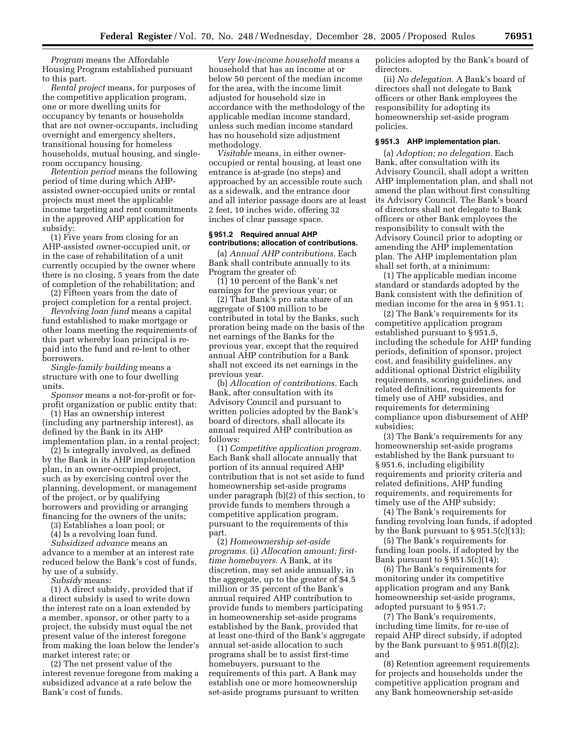*Program* means the Affordable Housing Program established pursuant to this part.

*Rental project* means, for purposes of the competitive application program, one or more dwelling units for occupancy by tenants or households that are not owner-occupants, including overnight and emergency shelters, transitional housing for homeless households, mutual housing, and single-room occupancy housing.

*Retention period* means the following period of time during which AHP-assisted owner-occupied units or rental projects must meet the applicable income targeting and rent commitments in the approved AHP application for subsidy:

(1) Five years from closing for an AHP-assisted owner-occupied unit, or in the case of rehabilitation of a unit currently occupied by the owner where there is no closing, 5 years from the date of completion of the rehabilitation; and

(2) Fifteen years from the date of project completion for a rental project.

*Revolving loan fund* means a capital fund established to make mortgage or other loans meeting the requirements of this part whereby loan principal is re-paid into the fund and re-lent to other borrowers.

*Single-family building* means a structure with one to four dwelling units.

*Sponsor* means a not-for-profit or for-profit organization or public entity that:

(1) Has an ownership interest (including any partnership interest), as defined by the Bank in its AHP implementation plan, in a rental project;

(2) Is integrally involved, as defined by the Bank in its AHP implementation plan, in an owner-occupied project, such as by exercising control over the planning, development, or management of the project, or by qualifying borrowers and providing or arranging financing for the owners of the units;

(3) Establishes a loan pool; or

(4) Is a revolving loan fund.

*Subsidized advance* means an advance to a member at an interest rate reduced below the Bank's cost of funds, by use of a subsidy.

*Subsidy* means:

(1) A direct subsidy, provided that if a direct subsidy is used to write down the interest rate on a loan extended by a member, sponsor, or other party to a project, the subsidy must equal the net present value of the interest foregone from making the loan below the lender's market interest rate; or

(2) The net present value of the interest revenue foregone from making a subsidized advance at a rate below the Bank's cost of funds.

*Very low-income household* means a household that has an income at or below 50 percent of the median income for the area, with the income limit adjusted for household size in accordance with the methodology of the applicable median income standard, unless such median income standard has no household size adjustment methodology.

*Visitable* means, in either owner-occupied or rental housing, at least one entrance is at-grade (no steps) and approached by an accessible route such as a sidewalk, and the entrance door and all interior passage doors are at least 2 feet, 10 inches wide, offering 32 inches of clear passage space.

#### § 951.2 Required annual AHP contributions; allocation of contributions.

(a) *Annual AHP contributions.* Each Bank shall contribute annually to its Program the greater of:

(1) 10 percent of the Bank's net earnings for the previous year; or

(2) That Bank's pro rata share of an aggregate of $100 million to be contributed in total by the Banks, such proration being made on the basis of the net earnings of the Banks for the previous year, except that the required annual AHP contribution for a Bank shall not exceed its net earnings in the previous year.

(b) *Allocation of contributions.* Each Bank, after consultation with its Advisory Council and pursuant to written policies adopted by the Bank's board of directors, shall allocate its annual required AHP contribution as follows:

(1) *Competitive application program.* Each Bank shall allocate annually that portion of its annual required AHP contribution that is not set aside to fund homeownership set-aside programs under paragraph (b)(2) of this section, to provide funds to members through a competitive application program, pursuant to the requirements of this part.

(2) *Homeownership set-aside programs.* (i) *Allocation amount; first-time homebuyers.* A Bank, at its discretion, may set aside annually, in the aggregate, up to the greater of $4.5 million or 35 percent of the Bank's annual required AHP contribution to provide funds to members participating in homeownership set-aside programs established by the Bank, provided that at least one-third of the Bank's aggregate annual set-aside allocation to such programs shall be to assist first-time homebuyers, pursuant to the requirements of this part. A Bank may establish one or more homeownership set-aside programs pursuant to written policies adopted by the Bank's board of directors.

(ii) *No delegation.* A Bank's board of directors shall not delegate to Bank officers or other Bank employees the responsibility for adopting its homeownership set-aside program policies.

#### § 951.3 AHP implementation plan.

(a) *Adoption; no delegation.* Each Bank, after consultation with its Advisory Council, shall adopt a written AHP implementation plan, and shall not amend the plan without first consulting its Advisory Council. The Bank's board of directors shall not delegate to Bank officers or other Bank employees the responsibility to consult with the Advisory Council prior to adopting or amending the AHP implementation plan. The AHP implementation plan shall set forth, at a minimum:

(1) The applicable median income standard or standards adopted by the Bank consistent with the definition of median income for the area in § 951.1;

(2) The Bank's requirements for its competitive application program established pursuant to § 951.5, including the schedule for AHP funding periods, definition of sponsor, project cost, and feasibility guidelines, any additional optional District eligibility requirements, scoring guidelines, and related definitions, requirements for timely use of AHP subsidies, and requirements for determining compliance upon disbursement of AHP subsidies;

(3) The Bank's requirements for any homeownership set-aside programs established by the Bank pursuant to § 951.6, including eligibility requirements and priority criteria and related definitions, AHP funding requirements, and requirements for timely use of the AHP subsidy;

(4) The Bank's requirements for funding revolving loan funds, if adopted by the Bank pursuant to § 951.5(c)(13);

(5) The Bank's requirements for funding loan pools, if adopted by the Bank pursuant to § 951.5(c)(14);

(6) The Bank's requirements for monitoring under its competitive application program and any Bank homeownership set-aside programs, adopted pursuant to § 951.7;

(7) The Bank's requirements, including time limits, for re-use of repaid AHP direct subsidy, if adopted by the Bank pursuant to § 951.8(f)(2); and

(8) Retention agreement requirements for projects and households under the competitive application program and any Bank homeownership set-aside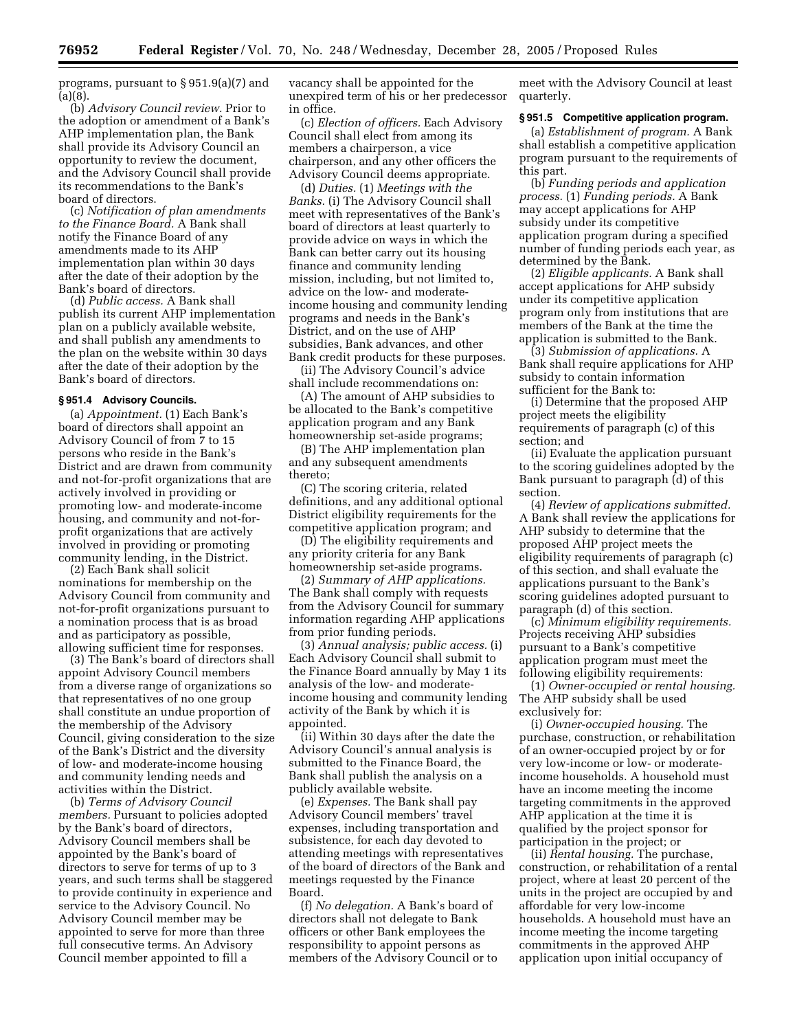programs, pursuant to § 951.9(a)(7) and (a)(8).

(b) *Advisory Council review.* Prior to the adoption or amendment of a Bank's AHP implementation plan, the Bank shall provide its Advisory Council an opportunity to review the document, and the Advisory Council shall provide its recommendations to the Bank's board of directors.

(c) *Notification of plan amendments to the Finance Board.* A Bank shall notify the Finance Board of any amendments made to its AHP implementation plan within 30 days after the date of their adoption by the Bank's board of directors.

(d) *Public access.* A Bank shall publish its current AHP implementation plan on a publicly available website, and shall publish any amendments to the plan on the website within 30 days after the date of their adoption by the Bank's board of directors.

### § 951.4 Advisory Councils.

(a) *Appointment.* (1) Each Bank's board of directors shall appoint an Advisory Council of from 7 to 15 persons who reside in the Bank's District and are drawn from community and not-for-profit organizations that are actively involved in providing or promoting low- and moderate-income housing, and community and not-for-profit organizations that are actively involved in providing or promoting community lending, in the District.

(2) Each Bank shall solicit nominations for membership on the Advisory Council from community and not-for-profit organizations pursuant to a nomination process that is as broad and as participatory as possible, allowing sufficient time for responses.

(3) The Bank's board of directors shall appoint Advisory Council members from a diverse range of organizations so that representatives of no one group shall constitute an undue proportion of the membership of the Advisory Council, giving consideration to the size of the Bank's District and the diversity of low- and moderate-income housing and community lending needs and activities within the District.

(b) *Terms of Advisory Council members.* Pursuant to policies adopted by the Bank's board of directors, Advisory Council members shall be appointed by the Bank's board of directors to serve for terms of up to 3 years, and such terms shall be staggered to provide continuity in experience and service to the Advisory Council. No Advisory Council member may be appointed to serve for more than three full consecutive terms. An Advisory Council member appointed to fill a vacancy shall be appointed for the unexpired term of his or her predecessor in office.

(c) *Election of officers.* Each Advisory Council shall elect from among its members a chairperson, a vice chairperson, and any other officers the Advisory Council deems appropriate.

(d) *Duties.* (1) *Meetings with the Banks.* (i) The Advisory Council shall meet with representatives of the Bank's board of directors at least quarterly to provide advice on ways in which the Bank can better carry out its housing finance and community lending mission, including, but not limited to, advice on the low- and moderate-income housing and community lending programs and needs in the Bank's District, and on the use of AHP subsidies, Bank advances, and other Bank credit products for these purposes.

(ii) The Advisory Council's advice shall include recommendations on:

(A) The amount of AHP subsidies to be allocated to the Bank's competitive application program and any Bank homeownership set-aside programs;

(B) The AHP implementation plan and any subsequent amendments thereto;

(C) The scoring criteria, related definitions, and any additional optional District eligibility requirements for the competitive application program; and

(D) The eligibility requirements and any priority criteria for any Bank homeownership set-aside programs.

(2) *Summary of AHP applications.* The Bank shall comply with requests from the Advisory Council for summary information regarding AHP applications from prior funding periods.

(3) *Annual analysis; public access.* (i) Each Advisory Council shall submit to the Finance Board annually by May 1 its analysis of the low- and moderate-income housing and community lending activity of the Bank by which it is appointed.

(ii) Within 30 days after the date the Advisory Council's annual analysis is submitted to the Finance Board, the Bank shall publish the analysis on a publicly available website.

(e) *Expenses.* The Bank shall pay Advisory Council members' travel expenses, including transportation and subsistence, for each day devoted to attending meetings with representatives of the board of directors of the Bank and meetings requested by the Finance Board.

(f) *No delegation.* A Bank's board of directors shall not delegate to Bank officers or other Bank employees the responsibility to appoint persons as members of the Advisory Council or to meet with the Advisory Council at least quarterly.

### § 951.5 Competitive application program.

(a) *Establishment of program.* A Bank shall establish a competitive application program pursuant to the requirements of this part.

(b) *Funding periods and application process.* (1) *Funding periods.* A Bank may accept applications for AHP subsidy under its competitive application program during a specified number of funding periods each year, as determined by the Bank.

(2) *Eligible applicants.* A Bank shall accept applications for AHP subsidy under its competitive application program only from institutions that are members of the Bank at the time the application is submitted to the Bank.

(3) *Submission of applications.* A Bank shall require applications for AHP subsidy to contain information sufficient for the Bank to:

(i) Determine that the proposed AHP project meets the eligibility requirements of paragraph (c) of this section; and

(ii) Evaluate the application pursuant to the scoring guidelines adopted by the Bank pursuant to paragraph (d) of this section.

(4) *Review of applications submitted.* A Bank shall review the applications for AHP subsidy to determine that the proposed AHP project meets the eligibility requirements of paragraph (c) of this section, and shall evaluate the applications pursuant to the Bank's scoring guidelines adopted pursuant to paragraph (d) of this section.

(c) *Minimum eligibility requirements.* Projects receiving AHP subsidies pursuant to a Bank's competitive application program must meet the following eligibility requirements:

(1) *Owner-occupied or rental housing.* The AHP subsidy shall be used exclusively for:

(i) *Owner-occupied housing.* The purchase, construction, or rehabilitation of an owner-occupied project by or for very low-income or low- or moderate-income households. A household must have an income meeting the income targeting commitments in the approved AHP application at the time it is qualified by the project sponsor for participation in the project; or

(ii) *Rental housing.* The purchase, construction, or rehabilitation of a rental project, where at least 20 percent of the units in the project are occupied by and affordable for very low-income households. A household must have an income meeting the income targeting commitments in the approved AHP application upon initial occupancy of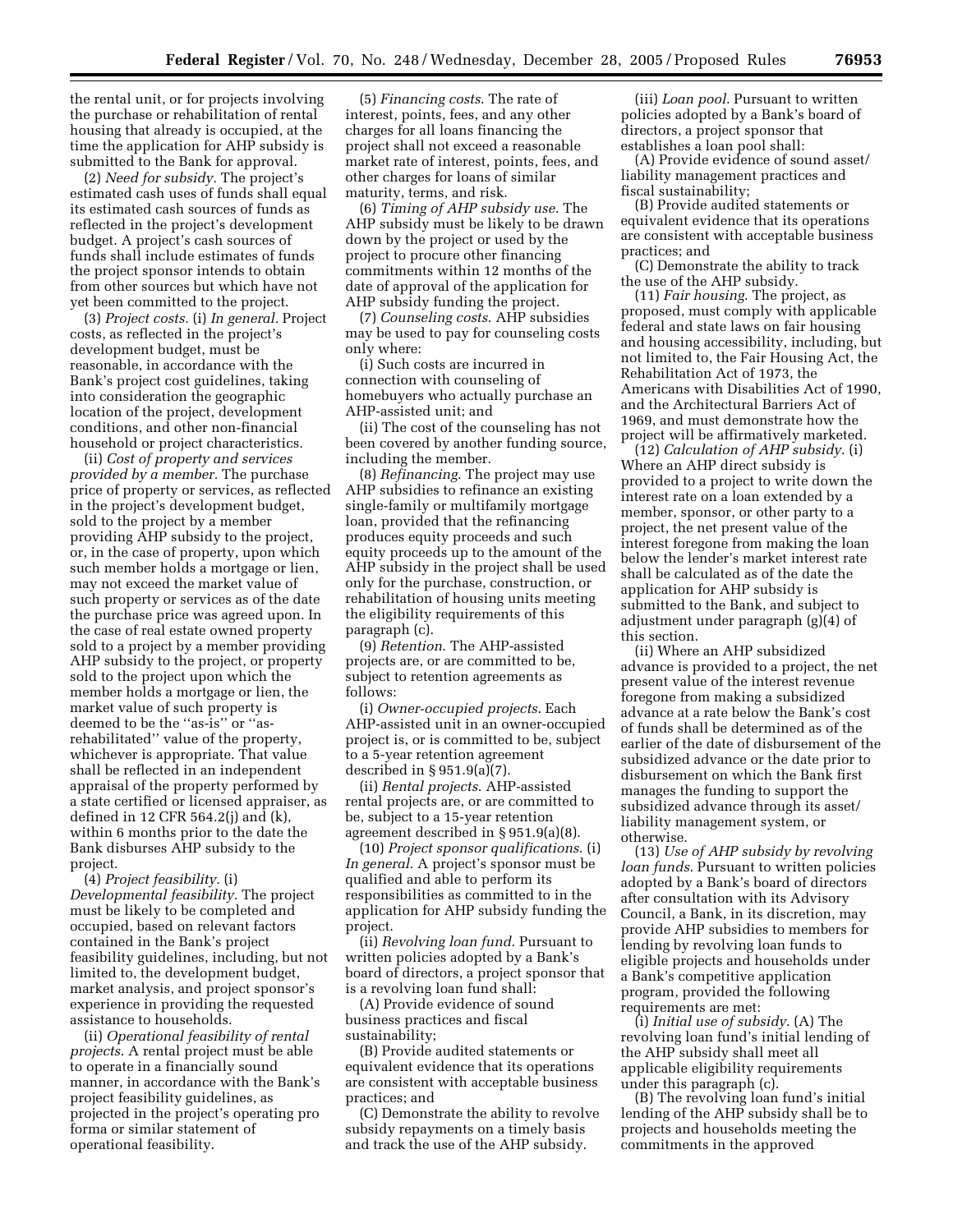the rental unit, or for projects involving the purchase or rehabilitation of rental housing that already is occupied, at the time the application for AHP subsidy is submitted to the Bank for approval.

(2) *Need for subsidy.* The project's estimated cash uses of funds shall equal its estimated cash sources of funds as reflected in the project's development budget. A project's cash sources of funds shall include estimates of funds the project sponsor intends to obtain from other sources but which have not yet been committed to the project.

(3) *Project costs.* (i) *In general.* Project costs, as reflected in the project's development budget, must be reasonable, in accordance with the Bank's project cost guidelines, taking into consideration the geographic location of the project, development conditions, and other non-financial household or project characteristics.

(ii) *Cost of property and services provided by a member.* The purchase price of property or services, as reflected in the project's development budget, sold to the project by a member providing AHP subsidy to the project, or, in the case of property, upon which such member holds a mortgage or lien, may not exceed the market value of such property or services as of the date the purchase price was agreed upon. In the case of real estate owned property sold to a project by a member providing AHP subsidy to the project, or property sold to the project upon which the member holds a mortgage or lien, the market value of such property is deemed to be the ''as-is'' or ''as-rehabilitated'' value of the property, whichever is appropriate. That value shall be reflected in an independent appraisal of the property performed by a state certified or licensed appraiser, as defined in 12 CFR 564.2(j) and (k), within 6 months prior to the date the Bank disburses AHP subsidy to the project.

(4) *Project feasibility.* (i) *Developmental feasibility.* The project must be likely to be completed and occupied, based on relevant factors contained in the Bank's project feasibility guidelines, including, but not limited to, the development budget, market analysis, and project sponsor's experience in providing the requested assistance to households.

(ii) *Operational feasibility of rental projects.* A rental project must be able to operate in a financially sound manner, in accordance with the Bank's project feasibility guidelines, as projected in the project's operating pro forma or similar statement of operational feasibility.

(5) *Financing costs.* The rate of interest, points, fees, and any other charges for all loans financing the project shall not exceed a reasonable market rate of interest, points, fees, and other charges for loans of similar maturity, terms, and risk.

(6) *Timing of AHP subsidy use.* The AHP subsidy must be likely to be drawn down by the project or used by the project to procure other financing commitments within 12 months of the date of approval of the application for AHP subsidy funding the project.

(7) *Counseling costs.* AHP subsidies may be used to pay for counseling costs only where:

(i) Such costs are incurred in connection with counseling of homebuyers who actually purchase an AHP-assisted unit; and

(ii) The cost of the counseling has not been covered by another funding source, including the member.

(8) *Refinancing.* The project may use AHP subsidies to refinance an existing single-family or multifamily mortgage loan, provided that the refinancing produces equity proceeds and such equity proceeds up to the amount of the AHP subsidy in the project shall be used only for the purchase, construction, or rehabilitation of housing units meeting the eligibility requirements of this paragraph (c).

(9) *Retention.* The AHP-assisted projects are, or are committed to be, subject to retention agreements as follows:

(i) *Owner-occupied projects.* Each AHP-assisted unit in an owner-occupied project is, or is committed to be, subject to a 5-year retention agreement described in § 951.9(a)(7).

(ii) *Rental projects.* AHP-assisted rental projects are, or are committed to be, subject to a 15-year retention agreement described in § 951.9(a)(8).

(10) *Project sponsor qualifications.* (i) *In general.* A project's sponsor must be qualified and able to perform its responsibilities as committed to in the application for AHP subsidy funding the project.

(ii) *Revolving loan fund.* Pursuant to written policies adopted by a Bank's board of directors, a project sponsor that is a revolving loan fund shall:

(A) Provide evidence of sound business practices and fiscal sustainability;

(B) Provide audited statements or equivalent evidence that its operations are consistent with acceptable business practices; and

(C) Demonstrate the ability to revolve subsidy repayments on a timely basis and track the use of the AHP subsidy.

(iii) *Loan pool.* Pursuant to written policies adopted by a Bank's board of directors, a project sponsor that establishes a loan pool shall:

(A) Provide evidence of sound asset/liability management practices and fiscal sustainability;

(B) Provide audited statements or equivalent evidence that its operations are consistent with acceptable business practices; and

(C) Demonstrate the ability to track the use of the AHP subsidy.

(11) *Fair housing.* The project, as proposed, must comply with applicable federal and state laws on fair housing and housing accessibility, including, but not limited to, the Fair Housing Act, the Rehabilitation Act of 1973, the Americans with Disabilities Act of 1990, and the Architectural Barriers Act of 1969, and must demonstrate how the project will be affirmatively marketed.

(12) *Calculation of AHP subsidy.* (i) Where an AHP direct subsidy is provided to a project to write down the interest rate on a loan extended by a member, sponsor, or other party to a project, the net present value of the interest foregone from making the loan below the lender's market interest rate shall be calculated as of the date the application for AHP subsidy is submitted to the Bank, and subject to adjustment under paragraph (g)(4) of this section.

(ii) Where an AHP subsidized advance is provided to a project, the net present value of the interest revenue foregone from making a subsidized advance at a rate below the Bank's cost of funds shall be determined as of the earlier of the date of disbursement of the subsidized advance or the date prior to disbursement on which the Bank first manages the funding to support the subsidized advance through its asset/liability management system, or otherwise.

(13) *Use of AHP subsidy by revolving loan funds.* Pursuant to written policies adopted by a Bank's board of directors after consultation with its Advisory Council, a Bank, in its discretion, may provide AHP subsidies to members for lending by revolving loan funds to eligible projects and households under a Bank's competitive application program, provided the following requirements are met:

(i) *Initial use of subsidy.* (A) The revolving loan fund's initial lending of the AHP subsidy shall meet all applicable eligibility requirements under this paragraph (c).

(B) The revolving loan fund's initial lending of the AHP subsidy shall be to projects and households meeting the commitments in the approved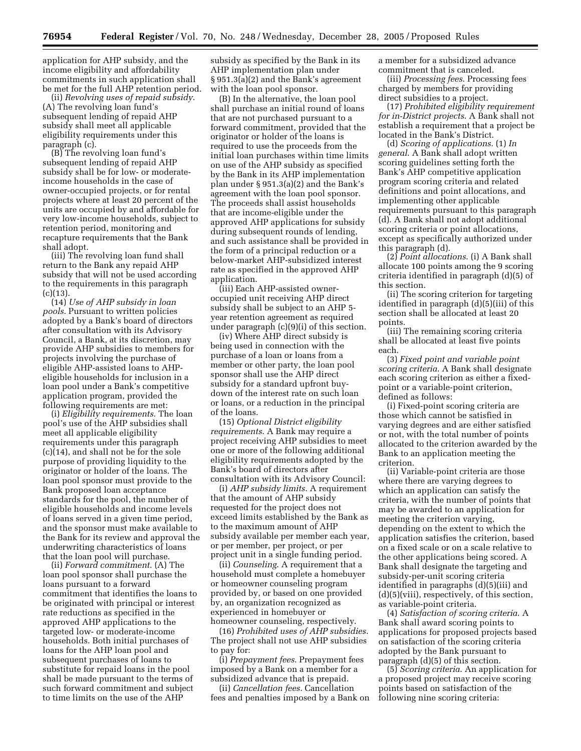application for AHP subsidy, and the income eligibility and affordability commitments in such application shall be met for the full AHP retention period.

(ii) *Revolving uses of repaid subsidy*. (A) The revolving loan fund's subsequent lending of repaid AHP subsidy shall meet all applicable eligibility requirements under this paragraph (c).

(B) The revolving loan fund's subsequent lending of repaid AHP subsidy shall be for low- or moderate-income households in the case of owner-occupied projects, or for rental projects where at least 20 percent of the units are occupied by and affordable for very low-income households, subject to retention period, monitoring and recapture requirements that the Bank shall adopt.

(iii) The revolving loan fund shall return to the Bank any repaid AHP subsidy that will not be used according to the requirements in this paragraph (c)(13).

(14) *Use of AHP subsidy in loan pools*. Pursuant to written policies adopted by a Bank's board of directors after consultation with its Advisory Council, a Bank, at its discretion, may provide AHP subsidies to members for projects involving the purchase of eligible AHP-assisted loans to AHP-eligible households for inclusion in a loan pool under a Bank's competitive application program, provided the following requirements are met:

(i) *Eligibility requirements*. The loan pool's use of the AHP subsidies shall meet all applicable eligibility requirements under this paragraph (c)(14), and shall not be for the sole purpose of providing liquidity to the originator or holder of the loans. The loan pool sponsor must provide to the Bank proposed loan acceptance standards for the pool, the number of eligible households and income levels of loans served in a given time period, and the sponsor must make available to the Bank for its review and approval the underwriting characteristics of loans that the loan pool will purchase.

(ii) *Forward commitment*. (A) The loan pool sponsor shall purchase the loans pursuant to a forward commitment that identifies the loans to be originated with principal or interest rate reductions as specified in the approved AHP applications to the targeted low- or moderate-income households. Both initial purchases of loans for the AHP loan pool and subsequent purchases of loans to substitute for repaid loans in the pool shall be made pursuant to the terms of such forward commitment and subject to time limits on the use of the AHP subsidy as specified by the Bank in its AHP implementation plan under § 951.3(a)(2) and the Bank's agreement with the loan pool sponsor.

(B) In the alternative, the loan pool shall purchase an initial round of loans that are not purchased pursuant to a forward commitment, provided that the originator or holder of the loans is required to use the proceeds from the initial loan purchases within time limits on use of the AHP subsidy as specified by the Bank in its AHP implementation plan under § 951.3(a)(2) and the Bank's agreement with the loan pool sponsor. The proceeds shall assist households that are income-eligible under the approved AHP applications for subsidy during subsequent rounds of lending, and such assistance shall be provided in the form of a principal reduction or a below-market AHP-subsidized interest rate as specified in the approved AHP application.

(iii) Each AHP-assisted owner-occupied unit receiving AHP direct subsidy shall be subject to an AHP 5-year retention agreement as required under paragraph (c)(9)(i) of this section.

(iv) Where AHP direct subsidy is being used in connection with the purchase of a loan or loans from a member or other party, the loan pool sponsor shall use the AHP direct subsidy for a standard upfront buy-down of the interest rate on such loan or loans, or a reduction in the principal of the loans.

(15) *Optional District eligibility requirements*. A Bank may require a project receiving AHP subsidies to meet one or more of the following additional eligibility requirements adopted by the Bank's board of directors after consultation with its Advisory Council:

(i) *AHP subsidy limits*. A requirement that the amount of AHP subsidy requested for the project does not exceed limits established by the Bank as to the maximum amount of AHP subsidy available per member each year, or per member, per project, or per project unit in a single funding period.

(ii) *Counseling*. A requirement that a household must complete a homebuyer or homeowner counseling program provided by, or based on one provided by, an organization recognized as experienced in homebuyer or homeowner counseling, respectively.

(16) *Prohibited uses of AHP subsidies*. The project shall not use AHP subsidies to pay for:

(i) *Prepayment fees*. Prepayment fees imposed by a Bank on a member for a subsidized advance that is prepaid.

(ii) *Cancellation fees*. Cancellation fees and penalties imposed by a Bank on a member for a subsidized advance commitment that is canceled.

(iii) *Processing fees*. Processing fees charged by members for providing direct subsidies to a project.

(17) *Prohibited eligibility requirement for in-District projects*. A Bank shall not establish a requirement that a project be located in the Bank's District.

(d) *Scoring of applications*. (1) *In general*. A Bank shall adopt written scoring guidelines setting forth the Bank's AHP competitive application program scoring criteria and related definitions and point allocations, and implementing other applicable requirements pursuant to this paragraph (d). A Bank shall not adopt additional scoring criteria or point allocations, except as specifically authorized under this paragraph (d).

(2) *Point allocations*. (i) A Bank shall allocate 100 points among the 9 scoring criteria identified in paragraph (d)(5) of this section.

(ii) The scoring criterion for targeting identified in paragraph (d)(5)(iii) of this section shall be allocated at least 20 points.

(iii) The remaining scoring criteria shall be allocated at least five points each.

(3) *Fixed point and variable point scoring criteria*. A Bank shall designate each scoring criterion as either a fixed-point or a variable-point criterion, defined as follows:

(i) Fixed-point scoring criteria are those which cannot be satisfied in varying degrees and are either satisfied or not, with the total number of points allocated to the criterion awarded by the Bank to an application meeting the criterion.

(ii) Variable-point criteria are those where there are varying degrees to which an application can satisfy the criteria, with the number of points that may be awarded to an application for meeting the criterion varying, depending on the extent to which the application satisfies the criterion, based on a fixed scale or on a scale relative to the other applications being scored. A Bank shall designate the targeting and subsidy-per-unit scoring criteria identified in paragraphs (d)(5)(iii) and (d)(5)(viii), respectively, of this section, as variable-point criteria.

(4) *Satisfaction of scoring criteria*. A Bank shall award scoring points to applications for proposed projects based on satisfaction of the scoring criteria adopted by the Bank pursuant to paragraph (d)(5) of this section.

(5) *Scoring criteria*. An application for a proposed project may receive scoring points based on satisfaction of the following nine scoring criteria: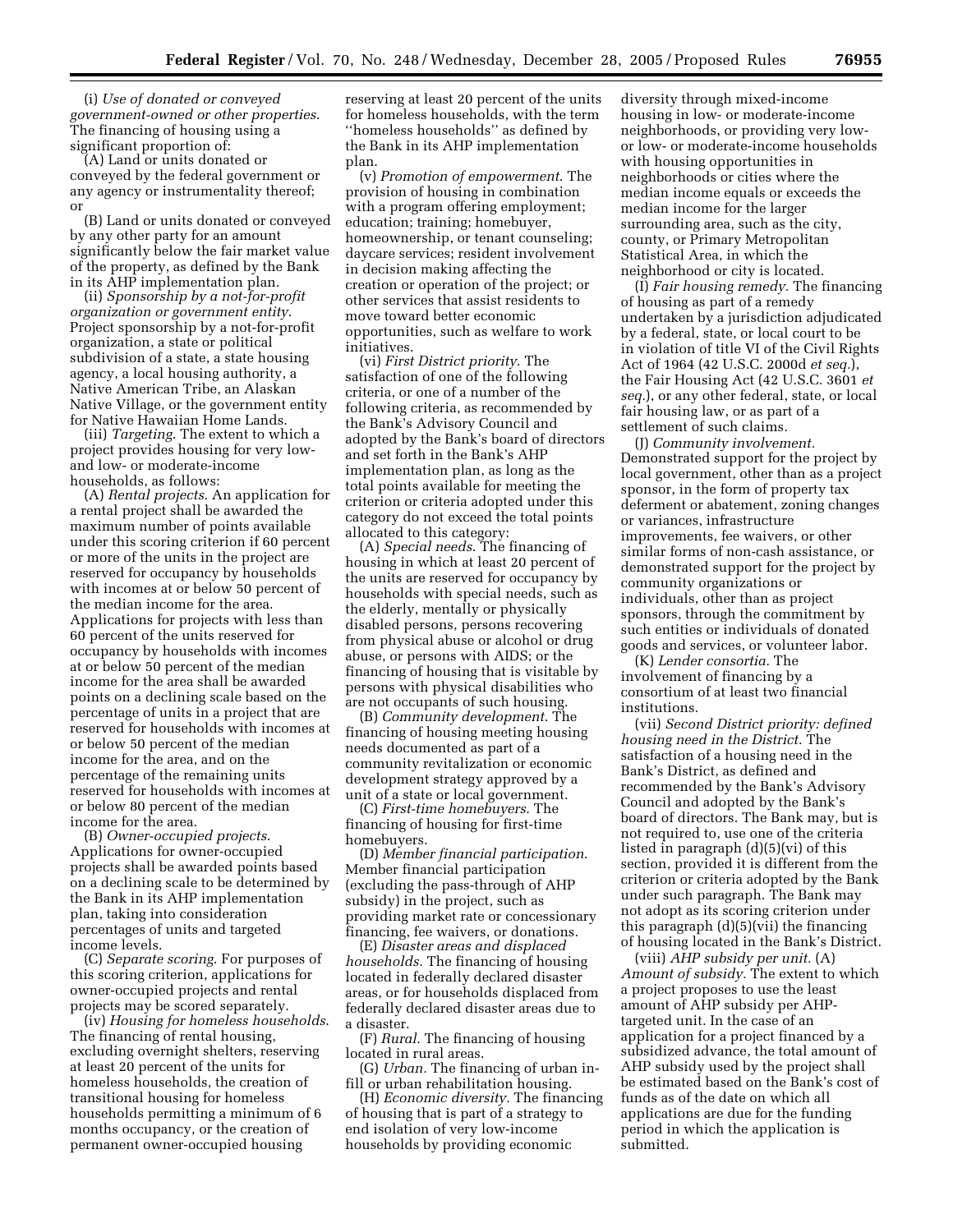(i) *Use of donated or conveyed government-owned or other properties.* The financing of housing using a significant proportion of:

(A) Land or units donated or conveyed by the federal government or any agency or instrumentality thereof; or

(B) Land or units donated or conveyed by any other party for an amount significantly below the fair market value of the property, as defined by the Bank in its AHP implementation plan.

(ii) *Sponsorship by a not-for-profit organization or government entity.* Project sponsorship by a not-for-profit organization, a state or political subdivision of a state, a state housing agency, a local housing authority, a Native American Tribe, an Alaskan Native Village, or the government entity for Native Hawaiian Home Lands.

(iii) *Targeting.* The extent to which a project provides housing for very low- and low- or moderate-income households, as follows:

(A) *Rental projects.* An application for a rental project shall be awarded the maximum number of points available under this scoring criterion if 60 percent or more of the units in the project are reserved for occupancy by households with incomes at or below 50 percent of the median income for the area. Applications for projects with less than 60 percent of the units reserved for occupancy by households with incomes at or below 50 percent of the median income for the area shall be awarded points on a declining scale based on the percentage of units in a project that are reserved for households with incomes at or below 50 percent of the median income for the area, and on the percentage of the remaining units reserved for households with incomes at or below 80 percent of the median income for the area.

(B) *Owner-occupied projects.* Applications for owner-occupied projects shall be awarded points based on a declining scale to be determined by the Bank in its AHP implementation plan, taking into consideration percentages of units and targeted income levels.

(C) *Separate scoring.* For purposes of this scoring criterion, applications for owner-occupied projects and rental projects may be scored separately.

(iv) *Housing for homeless households.* The financing of rental housing, excluding overnight shelters, reserving at least 20 percent of the units for homeless households, the creation of transitional housing for homeless households permitting a minimum of 6 months occupancy, or the creation of permanent owner-occupied housing reserving at least 20 percent of the units for homeless households, with the term "homeless households" as defined by the Bank in its AHP implementation plan.

(v) *Promotion of empowerment.* The provision of housing in combination with a program offering employment; education; training; homebuyer, homeownership, or tenant counseling; daycare services; resident involvement in decision making affecting the creation or operation of the project; or other services that assist residents to move toward better economic opportunities, such as welfare to work initiatives.

(vi) *First District priority.* The satisfaction of one of the following criteria, or one of a number of the following criteria, as recommended by the Bank's Advisory Council and adopted by the Bank's board of directors and set forth in the Bank's AHP implementation plan, as long as the total points available for meeting the criterion or criteria adopted under this category do not exceed the total points allocated to this category:

(A) *Special needs.* The financing of housing in which at least 20 percent of the units are reserved for occupancy by households with special needs, such as the elderly, mentally or physically disabled persons, persons recovering from physical abuse or alcohol or drug abuse, or persons with AIDS; or the financing of housing that is visitable by persons with physical disabilities who are not occupants of such housing.

(B) *Community development.* The financing of housing meeting housing needs documented as part of a community revitalization or economic development strategy approved by a unit of a state or local government.

(C) *First-time homebuyers.* The financing of housing for first-time homebuyers.

(D) *Member financial participation.* Member financial participation (excluding the pass-through of AHP subsidy) in the project, such as providing market rate or concessionary financing, fee waivers, or donations.

(E) *Disaster areas and displaced households.* The financing of housing located in federally declared disaster areas, or for households displaced from federally declared disaster areas due to a disaster.

(F) *Rural.* The financing of housing located in rural areas.

(G) *Urban.* The financing of urban in-fill or urban rehabilitation housing.

(H) *Economic diversity.* The financing of housing that is part of a strategy to end isolation of very low-income households by providing economic diversity through mixed-income housing in low- or moderate-income neighborhoods, or providing very low- or low- or moderate-income households with housing opportunities in neighborhoods or cities where the median income equals or exceeds the median income for the larger surrounding area, such as the city, county, or Primary Metropolitan Statistical Area, in which the neighborhood or city is located.

(I) *Fair housing remedy.* The financing of housing as part of a remedy undertaken by a jurisdiction adjudicated by a federal, state, or local court to be in violation of title VI of the Civil Rights Act of 1964 (42 U.S.C. 2000d *et seq.*), the Fair Housing Act (42 U.S.C. 3601 *et seq.*), or any other federal, state, or local fair housing law, or as part of a settlement of such claims.

(J) *Community involvement.* Demonstrated support for the project by local government, other than as a project sponsor, in the form of property tax deferment or abatement, zoning changes or variances, infrastructure improvements, fee waivers, or other similar forms of non-cash assistance, or demonstrated support for the project by community organizations or individuals, other than as project sponsors, through the commitment by such entities or individuals of donated goods and services, or volunteer labor.

(K) *Lender consortia.* The involvement of financing by a consortium of at least two financial institutions.

(vii) *Second District priority: defined housing need in the District.* The satisfaction of a housing need in the Bank's District, as defined and recommended by the Bank's Advisory Council and adopted by the Bank's board of directors. The Bank may, but is not required to, use one of the criteria listed in paragraph (d)(5)(vi) of this section, provided it is different from the criterion or criteria adopted by the Bank under such paragraph. The Bank may not adopt as its scoring criterion under this paragraph (d)(5)(vii) the financing of housing located in the Bank's District.

(viii) *AHP subsidy per unit.* (A) *Amount of subsidy.* The extent to which a project proposes to use the least amount of AHP subsidy per AHP-targeted unit. In the case of an application for a project financed by a subsidized advance, the total amount of AHP subsidy used by the project shall be estimated based on the Bank's cost of funds as of the date on which all applications are due for the funding period in which the application is submitted.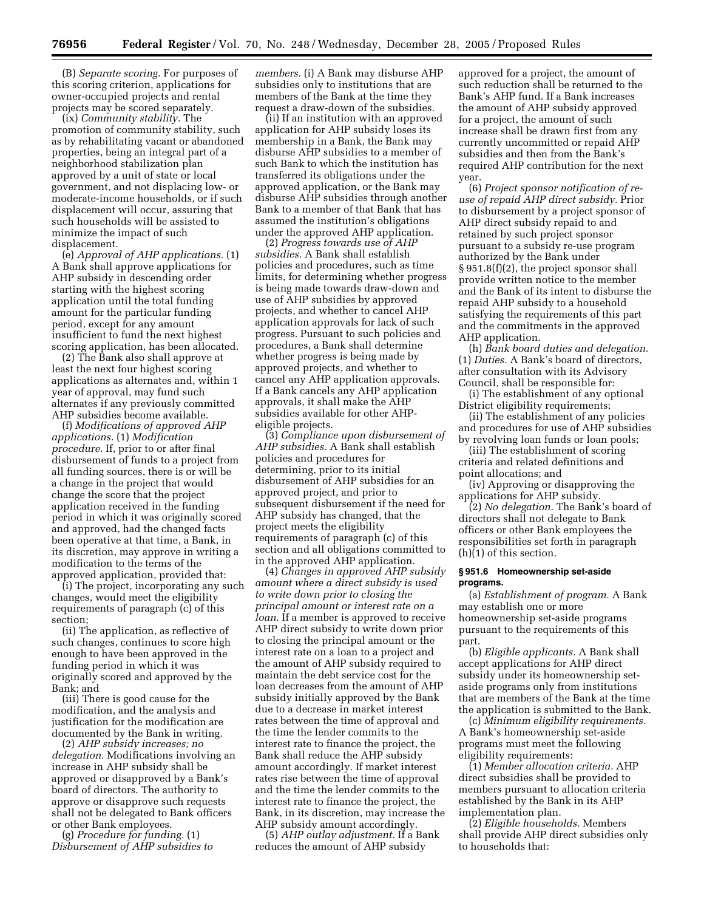(B) *Separate scoring.* For purposes of this scoring criterion, applications for owner-occupied projects and rental projects may be scored separately.

(ix) *Community stability.* The promotion of community stability, such as by rehabilitating vacant or abandoned properties, being an integral part of a neighborhood stabilization plan approved by a unit of state or local government, and not displacing low- or moderate-income households, or if such displacement will occur, assuring that such households will be assisted to minimize the impact of such displacement.

(e) *Approval of AHP applications.* (1) A Bank shall approve applications for AHP subsidy in descending order starting with the highest scoring application until the total funding amount for the particular funding period, except for any amount insufficient to fund the next highest scoring application, has been allocated.

(2) The Bank also shall approve at least the next four highest scoring applications as alternates and, within 1 year of approval, may fund such alternates if any previously committed AHP subsidies become available.

(f) *Modifications of approved AHP applications.* (1) *Modification procedure.* If, prior to or after final disbursement of funds to a project from all funding sources, there is or will be a change in the project that would change the score that the project application received in the funding period in which it was originally scored and approved, had the changed facts been operative at that time, a Bank, in its discretion, may approve in writing a modification to the terms of the approved application, provided that:

(i) The project, incorporating any such changes, would meet the eligibility requirements of paragraph (c) of this section;

(ii) The application, as reflective of such changes, continues to score high enough to have been approved in the funding period in which it was originally scored and approved by the Bank; and

(iii) There is good cause for the modification, and the analysis and justification for the modification are documented by the Bank in writing.

(2) *AHP subsidy increases; no delegation.* Modifications involving an increase in AHP subsidy shall be approved or disapproved by a Bank's board of directors. The authority to approve or disapprove such requests shall not be delegated to Bank officers or other Bank employees.

(g) *Procedure for funding.* (1) *Disbursement of AHP subsidies to members.* (i) A Bank may disburse AHP subsidies only to institutions that are members of the Bank at the time they request a draw-down of the subsidies.

(ii) If an institution with an approved application for AHP subsidy loses its membership in a Bank, the Bank may disburse AHP subsidies to a member of such Bank to which the institution has transferred its obligations under the approved application, or the Bank may disburse AHP subsidies through another Bank to a member of that Bank that has assumed the institution's obligations under the approved AHP application.

(2) *Progress towards use of AHP subsidies.* A Bank shall establish policies and procedures, such as time limits, for determining whether progress is being made towards draw-down and use of AHP subsidies by approved projects, and whether to cancel AHP application approvals for lack of such progress. Pursuant to such policies and procedures, a Bank shall determine whether progress is being made by approved projects, and whether to cancel any AHP application approvals. If a Bank cancels any AHP application approvals, it shall make the AHP subsidies available for other AHP-eligible projects.

(3) *Compliance upon disbursement of AHP subsidies.* A Bank shall establish policies and procedures for determining, prior to its initial disbursement of AHP subsidies for an approved project, and prior to subsequent disbursement if the need for AHP subsidy has changed, that the project meets the eligibility requirements of paragraph (c) of this section and all obligations committed to in the approved AHP application.

(4) *Changes in approved AHP subsidy amount where a direct subsidy is used to write down prior to closing the principal amount or interest rate on a loan.* If a member is approved to receive AHP direct subsidy to write down prior to closing the principal amount or the interest rate on a loan to a project and the amount of AHP subsidy required to maintain the debt service cost for the loan decreases from the amount of AHP subsidy initially approved by the Bank due to a decrease in market interest rates between the time of approval and the time the lender commits to the interest rate to finance the project, the Bank shall reduce the AHP subsidy amount accordingly. If market interest rates rise between the time of approval and the time the lender commits to the interest rate to finance the project, the Bank, in its discretion, may increase the AHP subsidy amount accordingly.

(5) *AHP outlay adjustment.* If a Bank reduces the amount of AHP subsidy approved for a project, the amount of such reduction shall be returned to the Bank's AHP fund. If a Bank increases the amount of AHP subsidy approved for a project, the amount of such increase shall be drawn first from any currently uncommitted or repaid AHP subsidies and then from the Bank's required AHP contribution for the next year.

(6) *Project sponsor notification of re-use of repaid AHP direct subsidy.* Prior to disbursement by a project sponsor of AHP direct subsidy repaid to and retained by such project sponsor pursuant to a subsidy re-use program authorized by the Bank under § 951.8(f)(2), the project sponsor shall provide written notice to the member and the Bank of its intent to disburse the repaid AHP subsidy to a household satisfying the requirements of this part and the commitments in the approved AHP application.

(h) *Bank board duties and delegation.* (1) *Duties.* A Bank's board of directors, after consultation with its Advisory Council, shall be responsible for:

(i) The establishment of any optional District eligibility requirements;

(ii) The establishment of any policies and procedures for use of AHP subsidies by revolving loan funds or loan pools;

(iii) The establishment of scoring criteria and related definitions and point allocations; and

(iv) Approving or disapproving the applications for AHP subsidy.

(2) *No delegation.* The Bank's board of directors shall not delegate to Bank officers or other Bank employees the responsibilities set forth in paragraph (h)(1) of this section.

**§ 951.6 Homeownership set-aside programs.**

(a) *Establishment of program.* A Bank may establish one or more homeownership set-aside programs pursuant to the requirements of this part.

(b) *Eligible applicants.* A Bank shall accept applications for AHP direct subsidy under its homeownership set-aside programs only from institutions that are members of the Bank at the time the application is submitted to the Bank.

(c) *Minimum eligibility requirements.* A Bank's homeownership set-aside programs must meet the following eligibility requirements:

(1) *Member allocation criteria.* AHP direct subsidies shall be provided to members pursuant to allocation criteria established by the Bank in its AHP implementation plan.

(2) *Eligible households.* Members shall provide AHP direct subsidies only to households that: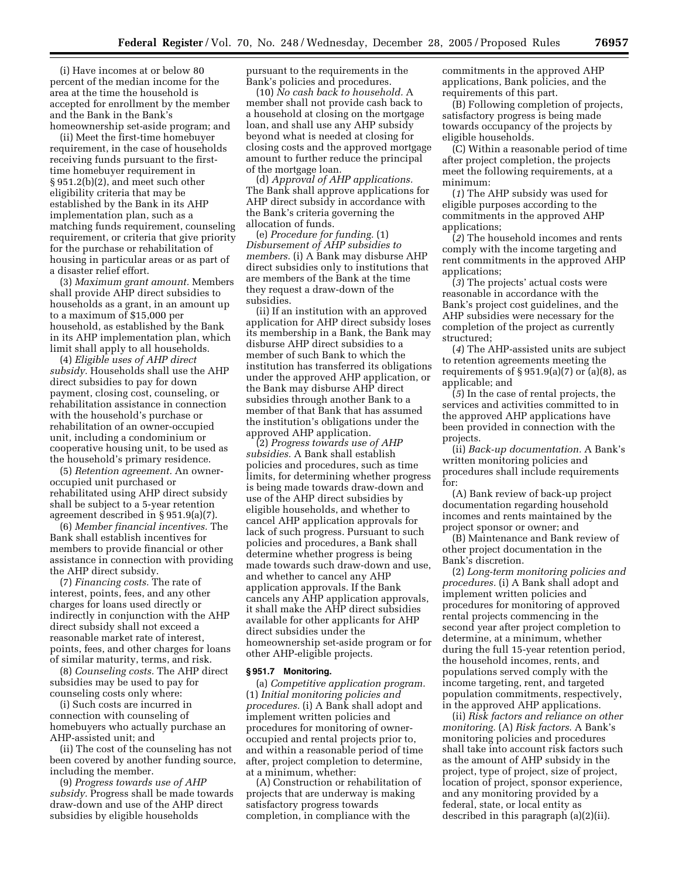(i) Have incomes at or below 80 percent of the median income for the area at the time the household is accepted for enrollment by the member and the Bank in the Bank's homeownership set-aside program; and

(ii) Meet the first-time homebuyer requirement, in the case of households receiving funds pursuant to the first-time homebuyer requirement in § 951.2(b)(2), and meet such other eligibility criteria that may be established by the Bank in its AHP implementation plan, such as a matching funds requirement, counseling requirement, or criteria that give priority for the purchase or rehabilitation of housing in particular areas or as part of a disaster relief effort.

(3) *Maximum grant amount.* Members shall provide AHP direct subsidies to households as a grant, in an amount up to a maximum of $15,000 per household, as established by the Bank in its AHP implementation plan, which limit shall apply to all households.

(4) *Eligible uses of AHP direct subsidy.* Households shall use the AHP direct subsidies to pay for down payment, closing cost, counseling, or rehabilitation assistance in connection with the household's purchase or rehabilitation of an owner-occupied unit, including a condominium or cooperative housing unit, to be used as the household's primary residence.

(5) *Retention agreement.* An owner-occupied unit purchased or rehabilitated using AHP direct subsidy shall be subject to a 5-year retention agreement described in § 951.9(a)(7).

(6) *Member financial incentives.* The Bank shall establish incentives for members to provide financial or other assistance in connection with providing the AHP direct subsidy.

(7) *Financing costs.* The rate of interest, points, fees, and any other charges for loans used directly or indirectly in conjunction with the AHP direct subsidy shall not exceed a reasonable market rate of interest, points, fees, and other charges for loans of similar maturity, terms, and risk.

(8) *Counseling costs.* The AHP direct subsidies may be used to pay for counseling costs only where:

(i) Such costs are incurred in connection with counseling of homebuyers who actually purchase an AHP-assisted unit; and

(ii) The cost of the counseling has not been covered by another funding source, including the member.

(9) *Progress towards use of AHP subsidy.* Progress shall be made towards draw-down and use of the AHP direct subsidies by eligible households pursuant to the requirements in the Bank's policies and procedures.

(10) *No cash back to household.* A member shall not provide cash back to a household at closing on the mortgage loan, and shall use any AHP subsidy beyond what is needed at closing for closing costs and the approved mortgage amount to further reduce the principal of the mortgage loan.

(d) *Approval of AHP applications.* The Bank shall approve applications for AHP direct subsidy in accordance with the Bank's criteria governing the allocation of funds.

(e) *Procedure for funding.* (1) *Disbursement of AHP subsidies to members.* (i) A Bank may disburse AHP direct subsidies only to institutions that are members of the Bank at the time they request a draw-down of the subsidies.

(ii) If an institution with an approved application for AHP direct subsidy loses its membership in a Bank, the Bank may disburse AHP direct subsidies to a member of such Bank to which the institution has transferred its obligations under the approved AHP application, or the Bank may disburse AHP direct subsidies through another Bank to a member of that Bank that has assumed the institution's obligations under the approved AHP application.

(2) *Progress towards use of AHP subsidies.* A Bank shall establish policies and procedures, such as time limits, for determining whether progress is being made towards draw-down and use of the AHP direct subsidies by eligible households, and whether to cancel AHP application approvals for lack of such progress. Pursuant to such policies and procedures, a Bank shall determine whether progress is being made towards such draw-down and use, and whether to cancel any AHP application approvals. If the Bank cancels any AHP application approvals, it shall make the AHP direct subsidies available for other applicants for AHP direct subsidies under the homeownership set-aside program or for other AHP-eligible projects.

**§ 951.7 Monitoring.**

(a) *Competitive application program.* (1) *Initial monitoring policies and procedures.* (i) A Bank shall adopt and implement written policies and procedures for monitoring of owner-occupied and rental projects prior to, and within a reasonable period of time after, project completion to determine, at a minimum, whether:

(A) Construction or rehabilitation of projects that are underway is making satisfactory progress towards completion, in compliance with the commitments in the approved AHP applications, Bank policies, and the requirements of this part.

(B) Following completion of projects, satisfactory progress is being made towards occupancy of the projects by eligible households.

(C) Within a reasonable period of time after project completion, the projects meet the following requirements, at a minimum:

(*1*) The AHP subsidy was used for eligible purposes according to the commitments in the approved AHP applications;

(*2*) The household incomes and rents comply with the income targeting and rent commitments in the approved AHP applications;

(*3*) The projects' actual costs were reasonable in accordance with the Bank's project cost guidelines, and the AHP subsidies were necessary for the completion of the project as currently structured;

(*4*) The AHP-assisted units are subject to retention agreements meeting the requirements of § 951.9(a)(7) or (a)(8), as applicable; and

(*5*) In the case of rental projects, the services and activities committed to in the approved AHP applications have been provided in connection with the projects.

(ii) *Back-up documentation.* A Bank's written monitoring policies and procedures shall include requirements for:

(A) Bank review of back-up project documentation regarding household incomes and rents maintained by the project sponsor or owner; and

(B) Maintenance and Bank review of other project documentation in the Bank's discretion.

(2) *Long-term monitoring policies and procedures.* (i) A Bank shall adopt and implement written policies and procedures for monitoring of approved rental projects commencing in the second year after project completion to determine, at a minimum, whether during the full 15-year retention period, the household incomes, rents, and populations served comply with the income targeting, rent, and targeted population commitments, respectively, in the approved AHP applications.

(ii) *Risk factors and reliance on other monitoring.* (A) *Risk factors.* A Bank's monitoring policies and procedures shall take into account risk factors such as the amount of AHP subsidy in the project, type of project, size of project, location of project, sponsor experience, and any monitoring provided by a federal, state, or local entity as described in this paragraph (a)(2)(ii).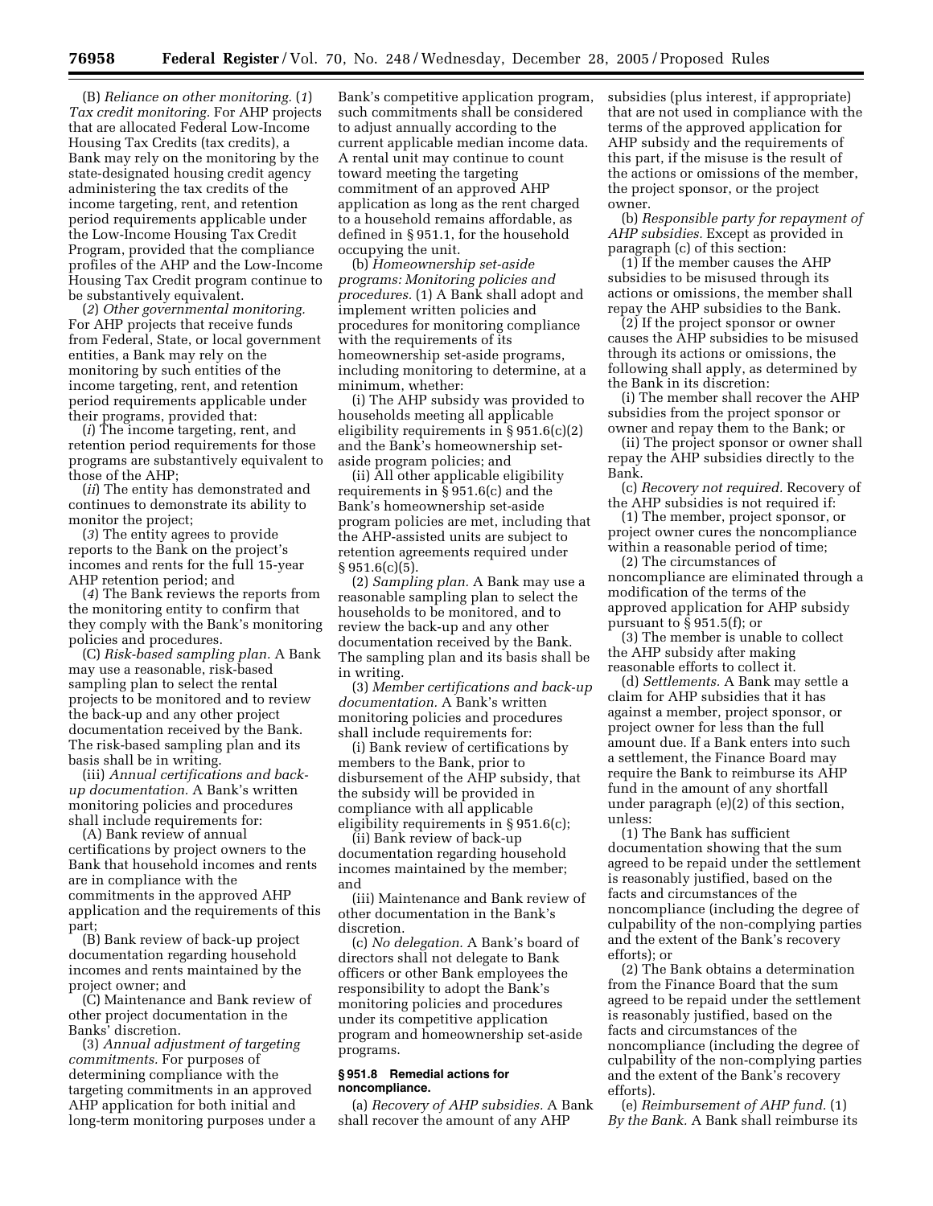(B) *Reliance on other monitoring.* (*1*) *Tax credit monitoring.* For AHP projects that are allocated Federal Low-Income Housing Tax Credits (tax credits), a Bank may rely on the monitoring by the state-designated housing credit agency administering the tax credits of the income targeting, rent, and retention period requirements applicable under the Low-Income Housing Tax Credit Program, provided that the compliance profiles of the AHP and the Low-Income Housing Tax Credit program continue to be substantively equivalent.

(*2*) *Other governmental monitoring.* For AHP projects that receive funds from Federal, State, or local government entities, a Bank may rely on the monitoring by such entities of the income targeting, rent, and retention period requirements applicable under their programs, provided that:

(*i*) The income targeting, rent, and retention period requirements for those programs are substantively equivalent to those of the AHP;

(*ii*) The entity has demonstrated and continues to demonstrate its ability to monitor the project;

(*3*) The entity agrees to provide reports to the Bank on the project's incomes and rents for the full 15-year AHP retention period; and

(*4*) The Bank reviews the reports from the monitoring entity to confirm that they comply with the Bank's monitoring policies and procedures.

(C) *Risk-based sampling plan.* A Bank may use a reasonable, risk-based sampling plan to select the rental projects to be monitored and to review the back-up and any other project documentation received by the Bank. The risk-based sampling plan and its basis shall be in writing.

(iii) *Annual certifications and back-up documentation.* A Bank's written monitoring policies and procedures shall include requirements for:

(A) Bank review of annual certifications by project owners to the Bank that household incomes and rents are in compliance with the commitments in the approved AHP application and the requirements of this part;

(B) Bank review of back-up project documentation regarding household incomes and rents maintained by the project owner; and

(C) Maintenance and Bank review of other project documentation in the Banks' discretion.

(3) *Annual adjustment of targeting commitments.* For purposes of determining compliance with the targeting commitments in an approved AHP application for both initial and long-term monitoring purposes under a Bank's competitive application program, such commitments shall be considered to adjust annually according to the current applicable median income data. A rental unit may continue to count toward meeting the targeting commitment of an approved AHP application as long as the rent charged to a household remains affordable, as defined in § 951.1, for the household occupying the unit.

(b) *Homeownership set-aside programs: Monitoring policies and procedures.* (1) A Bank shall adopt and implement written policies and procedures for monitoring compliance with the requirements of its homeownership set-aside programs, including monitoring to determine, at a minimum, whether:

(i) The AHP subsidy was provided to households meeting all applicable eligibility requirements in § 951.6(c)(2) and the Bank's homeownership set-aside program policies; and

(ii) All other applicable eligibility requirements in § 951.6(c) and the Bank's homeownership set-aside program policies are met, including that the AHP-assisted units are subject to retention agreements required under § 951.6(c)(5).

(2) *Sampling plan.* A Bank may use a reasonable sampling plan to select the households to be monitored, and to review the back-up and any other documentation received by the Bank. The sampling plan and its basis shall be in writing.

(3) *Member certifications and back-up documentation.* A Bank's written monitoring policies and procedures shall include requirements for:

(i) Bank review of certifications by members to the Bank, prior to disbursement of the AHP subsidy, that the subsidy will be provided in compliance with all applicable eligibility requirements in § 951.6(c);

(ii) Bank review of back-up documentation regarding household incomes maintained by the member; and

(iii) Maintenance and Bank review of other documentation in the Bank's discretion.

(c) *No delegation.* A Bank's board of directors shall not delegate to Bank officers or other Bank employees the responsibility to adopt the Bank's monitoring policies and procedures under its competitive application program and homeownership set-aside programs.

#### § 951.8 Remedial actions for noncompliance.

(a) *Recovery of AHP subsidies.* A Bank shall recover the amount of any AHP subsidies (plus interest, if appropriate) that are not used in compliance with the terms of the approved application for AHP subsidy and the requirements of this part, if the misuse is the result of the actions or omissions of the member, the project sponsor, or the project owner.

(b) *Responsible party for repayment of AHP subsidies.* Except as provided in paragraph (c) of this section:

(1) If the member causes the AHP subsidies to be misused through its actions or omissions, the member shall repay the AHP subsidies to the Bank.

(2) If the project sponsor or owner causes the AHP subsidies to be misused through its actions or omissions, the following shall apply, as determined by the Bank in its discretion:

(i) The member shall recover the AHP subsidies from the project sponsor or owner and repay them to the Bank; or

(ii) The project sponsor or owner shall repay the AHP subsidies directly to the Bank.

(c) *Recovery not required.* Recovery of the AHP subsidies is not required if:

(1) The member, project sponsor, or project owner cures the noncompliance within a reasonable period of time;

(2) The circumstances of noncompliance are eliminated through a modification of the terms of the approved application for AHP subsidy pursuant to § 951.5(f); or

(3) The member is unable to collect the AHP subsidy after making reasonable efforts to collect it.

(d) *Settlements.* A Bank may settle a claim for AHP subsidies that it has against a member, project sponsor, or project owner for less than the full amount due. If a Bank enters into such a settlement, the Finance Board may require the Bank to reimburse its AHP fund in the amount of any shortfall under paragraph (e)(2) of this section, unless:

(1) The Bank has sufficient documentation showing that the sum agreed to be repaid under the settlement is reasonably justified, based on the facts and circumstances of the noncompliance (including the degree of culpability of the non-complying parties and the extent of the Bank's recovery efforts); or

(2) The Bank obtains a determination from the Finance Board that the sum agreed to be repaid under the settlement is reasonably justified, based on the facts and circumstances of the noncompliance (including the degree of culpability of the non-complying parties and the extent of the Bank's recovery efforts).

(e) *Reimbursement of AHP fund.* (1) *By the Bank.* A Bank shall reimburse its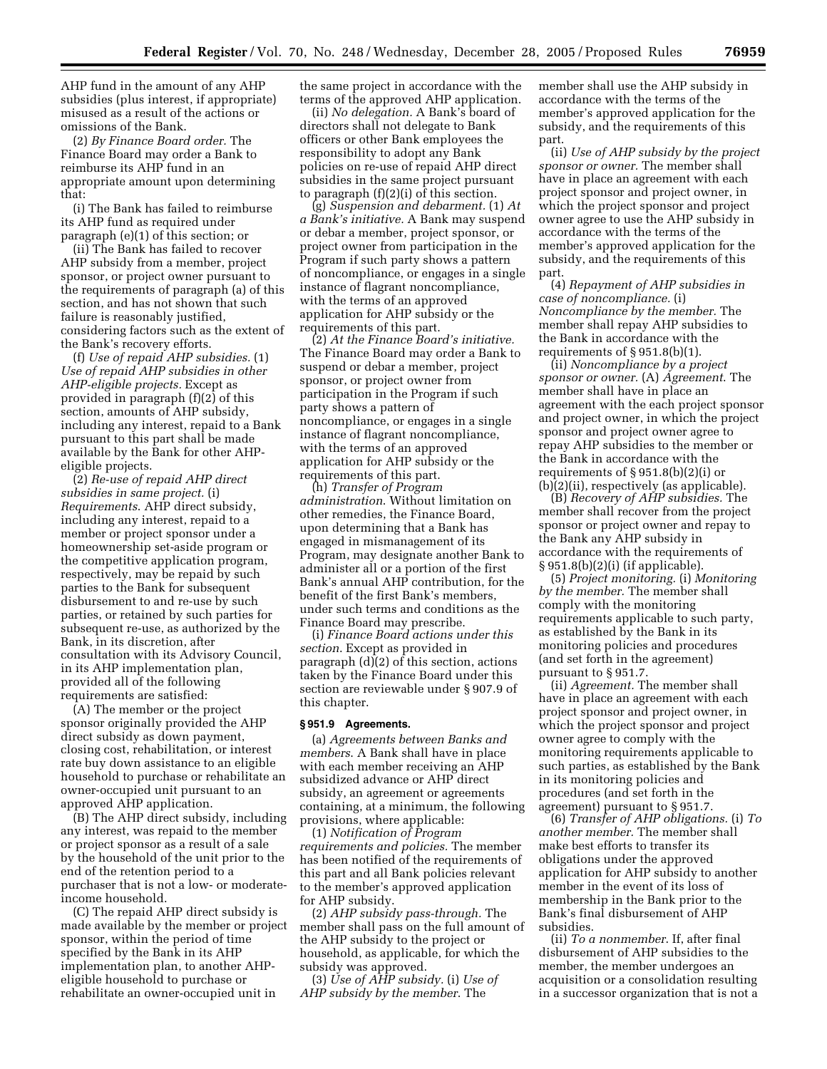AHP fund in the amount of any AHP subsidies (plus interest, if appropriate) misused as a result of the actions or omissions of the Bank.

(2) *By Finance Board order.* The Finance Board may order a Bank to reimburse its AHP fund in an appropriate amount upon determining that:

(i) The Bank has failed to reimburse its AHP fund as required under paragraph (e)(1) of this section; or

(ii) The Bank has failed to recover AHP subsidy from a member, project sponsor, or project owner pursuant to the requirements of paragraph (a) of this section, and has not shown that such failure is reasonably justified, considering factors such as the extent of the Bank's recovery efforts.

(f) *Use of repaid AHP subsidies.* (1) *Use of repaid AHP subsidies in other AHP-eligible projects.* Except as provided in paragraph (f)(2) of this section, amounts of AHP subsidy, including any interest, repaid to a Bank pursuant to this part shall be made available by the Bank for other AHP-eligible projects.

(2) *Re-use of repaid AHP direct subsidies in same project.* (i) *Requirements.* AHP direct subsidy, including any interest, repaid to a member or project sponsor under a homeownership set-aside program or the competitive application program, respectively, may be repaid by such parties to the Bank for subsequent disbursement to and re-use by such parties, or retained by such parties for subsequent re-use, as authorized by the Bank, in its discretion, after consultation with its Advisory Council, in its AHP implementation plan, provided all of the following requirements are satisfied:

(A) The member or the project sponsor originally provided the AHP direct subsidy as down payment, closing cost, rehabilitation, or interest rate buy down assistance to an eligible household to purchase or rehabilitate an owner-occupied unit pursuant to an approved AHP application.

(B) The AHP direct subsidy, including any interest, was repaid to the member or project sponsor as a result of a sale by the household of the unit prior to the end of the retention period to a purchaser that is not a low- or moderate-income household.

(C) The repaid AHP direct subsidy is made available by the member or project sponsor, within the period of time specified by the Bank in its AHP implementation plan, to another AHP-eligible household to purchase or rehabilitate an owner-occupied unit in the same project in accordance with the terms of the approved AHP application.

(ii) *No delegation.* A Bank's board of directors shall not delegate to Bank officers or other Bank employees the responsibility to adopt any Bank policies on re-use of repaid AHP direct subsidies in the same project pursuant to paragraph (f)(2)(i) of this section.

(g) *Suspension and debarment.* (1) *At a Bank's initiative.* A Bank may suspend or debar a member, project sponsor, or project owner from participation in the Program if such party shows a pattern of noncompliance, or engages in a single instance of flagrant noncompliance, with the terms of an approved application for AHP subsidy or the requirements of this part.

(2) *At the Finance Board's initiative.* The Finance Board may order a Bank to suspend or debar a member, project sponsor, or project owner from participation in the Program if such party shows a pattern of noncompliance, or engages in a single instance of flagrant noncompliance, with the terms of an approved application for AHP subsidy or the requirements of this part.

(h) *Transfer of Program administration.* Without limitation on other remedies, the Finance Board, upon determining that a Bank has engaged in mismanagement of its Program, may designate another Bank to administer all or a portion of the first Bank's annual AHP contribution, for the benefit of the first Bank's members, under such terms and conditions as the Finance Board may prescribe.

(i) *Finance Board actions under this section.* Except as provided in paragraph (d)(2) of this section, actions taken by the Finance Board under this section are reviewable under § 907.9 of this chapter.

### § 951.9 Agreements.

(a) *Agreements between Banks and members.* A Bank shall have in place with each member receiving an AHP subsidized advance or AHP direct subsidy, an agreement or agreements containing, at a minimum, the following provisions, where applicable:

(1) *Notification of Program requirements and policies.* The member has been notified of the requirements of this part and all Bank policies relevant to the member's approved application for AHP subsidy.

(2) *AHP subsidy pass-through.* The member shall pass on the full amount of the AHP subsidy to the project or household, as applicable, for which the subsidy was approved.

(3) *Use of AHP subsidy.* (i) *Use of AHP subsidy by the member.* The member shall use the AHP subsidy in accordance with the terms of the member's approved application for the subsidy, and the requirements of this part.

(ii) *Use of AHP subsidy by the project sponsor or owner.* The member shall have in place an agreement with each project sponsor and project owner, in which the project sponsor and project owner agree to use the AHP subsidy in accordance with the terms of the member's approved application for the subsidy, and the requirements of this part.

(4) *Repayment of AHP subsidies in case of noncompliance.* (i) *Noncompliance by the member.* The member shall repay AHP subsidies to the Bank in accordance with the requirements of § 951.8(b)(1).

(ii) *Noncompliance by a project sponsor or owner.* (A) *Agreement.* The member shall have in place an agreement with the each project sponsor and project owner, in which the project sponsor and project owner agree to repay AHP subsidies to the member or the Bank in accordance with the requirements of § 951.8(b)(2)(i) or (b)(2)(ii), respectively (as applicable).

(B) *Recovery of AHP subsidies.* The member shall recover from the project sponsor or project owner and repay to the Bank any AHP subsidy in accordance with the requirements of § 951.8(b)(2)(i) (if applicable).

(5) *Project monitoring.* (i) *Monitoring by the member.* The member shall comply with the monitoring requirements applicable to such party, as established by the Bank in its monitoring policies and procedures (and set forth in the agreement) pursuant to § 951.7.

(ii) *Agreement.* The member shall have in place an agreement with each project sponsor and project owner, in which the project sponsor and project owner agree to comply with the monitoring requirements applicable to such parties, as established by the Bank in its monitoring policies and procedures (and set forth in the agreement) pursuant to § 951.7.

(6) *Transfer of AHP obligations.* (i) *To another member.* The member shall make best efforts to transfer its obligations under the approved application for AHP subsidy to another member in the event of its loss of membership in the Bank prior to the Bank's final disbursement of AHP subsidies.

(ii) *To a nonmember.* If, after final disbursement of AHP subsidies to the member, the member undergoes an acquisition or a consolidation resulting in a successor organization that is not a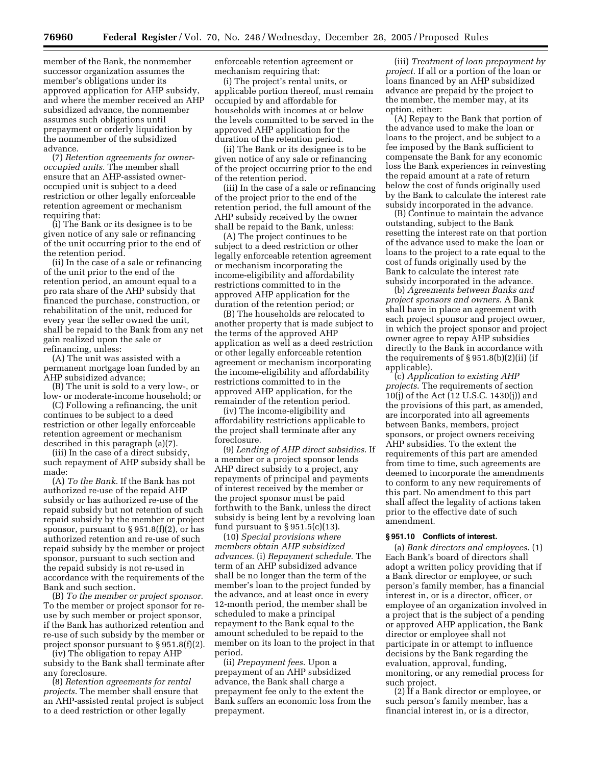member of the Bank, the nonmember successor organization assumes the member's obligations under its approved application for AHP subsidy, and where the member received an AHP subsidized advance, the nonmember assumes such obligations until prepayment or orderly liquidation by the nonmember of the subsidized advance.

(7) *Retention agreements for owner-occupied units.* The member shall ensure that an AHP-assisted owner-occupied unit is subject to a deed restriction or other legally enforceable retention agreement or mechanism requiring that:

(i) The Bank or its designee is to be given notice of any sale or refinancing of the unit occurring prior to the end of the retention period.

(ii) In the case of a sale or refinancing of the unit prior to the end of the retention period, an amount equal to a pro rata share of the AHP subsidy that financed the purchase, construction, or rehabilitation of the unit, reduced for every year the seller owned the unit, shall be repaid to the Bank from any net gain realized upon the sale or refinancing, unless:

(A) The unit was assisted with a permanent mortgage loan funded by an AHP subsidized advance;

(B) The unit is sold to a very low-, or low- or moderate-income household; or

(C) Following a refinancing, the unit continues to be subject to a deed restriction or other legally enforceable retention agreement or mechanism described in this paragraph (a)(7).

(iii) In the case of a direct subsidy, such repayment of AHP subsidy shall be made:

(A) *To the Bank.* If the Bank has not authorized re-use of the repaid AHP subsidy or has authorized re-use of the repaid subsidy but not retention of such repaid subsidy by the member or project sponsor, pursuant to § 951.8(f)(2), or has authorized retention and re-use of such repaid subsidy by the member or project sponsor, pursuant to such section and the repaid subsidy is not re-used in accordance with the requirements of the Bank and such section.

(B) *To the member or project sponsor.* To the member or project sponsor for re-use by such member or project sponsor, if the Bank has authorized retention and re-use of such subsidy by the member or project sponsor pursuant to § 951.8(f)(2).

(iv) The obligation to repay AHP subsidy to the Bank shall terminate after any foreclosure.

(8) *Retention agreements for rental projects.* The member shall ensure that an AHP-assisted rental project is subject to a deed restriction or other legally enforceable retention agreement or mechanism requiring that:

(i) The project's rental units, or applicable portion thereof, must remain occupied by and affordable for households with incomes at or below the levels committed to be served in the approved AHP application for the duration of the retention period.

(ii) The Bank or its designee is to be given notice of any sale or refinancing of the project occurring prior to the end of the retention period.

(iii) In the case of a sale or refinancing of the project prior to the end of the retention period, the full amount of the AHP subsidy received by the owner shall be repaid to the Bank, unless:

(A) The project continues to be subject to a deed restriction or other legally enforceable retention agreement or mechanism incorporating the income-eligibility and affordability restrictions committed to in the approved AHP application for the duration of the retention period; or

(B) The households are relocated to another property that is made subject to the terms of the approved AHP application as well as a deed restriction or other legally enforceable retention agreement or mechanism incorporating the income-eligibility and affordability restrictions committed to in the approved AHP application, for the remainder of the retention period.

(iv) The income-eligibility and affordability restrictions applicable to the project shall terminate after any foreclosure.

(9) *Lending of AHP direct subsidies.* If a member or a project sponsor lends AHP direct subsidy to a project, any repayments of principal and payments of interest received by the member or the project sponsor must be paid forthwith to the Bank, unless the direct subsidy is being lent by a revolving loan fund pursuant to § 951.5(c)(13).

(10) *Special provisions where members obtain AHP subsidized advances.* (i) *Repayment schedule.* The term of an AHP subsidized advance shall be no longer than the term of the member's loan to the project funded by the advance, and at least once in every 12-month period, the member shall be scheduled to make a principal repayment to the Bank equal to the amount scheduled to be repaid to the member on its loan to the project in that period.

(ii) *Prepayment fees.* Upon a prepayment of an AHP subsidized advance, the Bank shall charge a prepayment fee only to the extent the Bank suffers an economic loss from the prepayment.

(iii) *Treatment of loan prepayment by project.* If all or a portion of the loan or loans financed by an AHP subsidized advance are prepaid by the project to the member, the member may, at its option, either:

(A) Repay to the Bank that portion of the advance used to make the loan or loans to the project, and be subject to a fee imposed by the Bank sufficient to compensate the Bank for any economic loss the Bank experiences in reinvesting the repaid amount at a rate of return below the cost of funds originally used by the Bank to calculate the interest rate subsidy incorporated in the advance.

(B) Continue to maintain the advance outstanding, subject to the Bank resetting the interest rate on that portion of the advance used to make the loan or loans to the project to a rate equal to the cost of funds originally used by the Bank to calculate the interest rate subsidy incorporated in the advance.

(b) *Agreements between Banks and project sponsors and owners.* A Bank shall have in place an agreement with each project sponsor and project owner, in which the project sponsor and project owner agree to repay AHP subsidies directly to the Bank in accordance with the requirements of § 951.8(b)(2)(ii) (if applicable).

(c) *Application to existing AHP projects.* The requirements of section 10(j) of the Act (12 U.S.C. 1430(j)) and the provisions of this part, as amended, are incorporated into all agreements between Banks, members, project sponsors, or project owners receiving AHP subsidies. To the extent the requirements of this part are amended from time to time, such agreements are deemed to incorporate the amendments to conform to any new requirements of this part. No amendment to this part shall affect the legality of actions taken prior to the effective date of such amendment.

### § 951.10 Conflicts of interest.

(a) *Bank directors and employees.* (1) Each Bank's board of directors shall adopt a written policy providing that if a Bank director or employee, or such person's family member, has a financial interest in, or is a director, officer, or employee of an organization involved in a project that is the subject of a pending or approved AHP application, the Bank director or employee shall not participate in or attempt to influence decisions by the Bank regarding the evaluation, approval, funding, monitoring, or any remedial process for such project.

(2) If a Bank director or employee, or such person's family member, has a financial interest in, or is a director,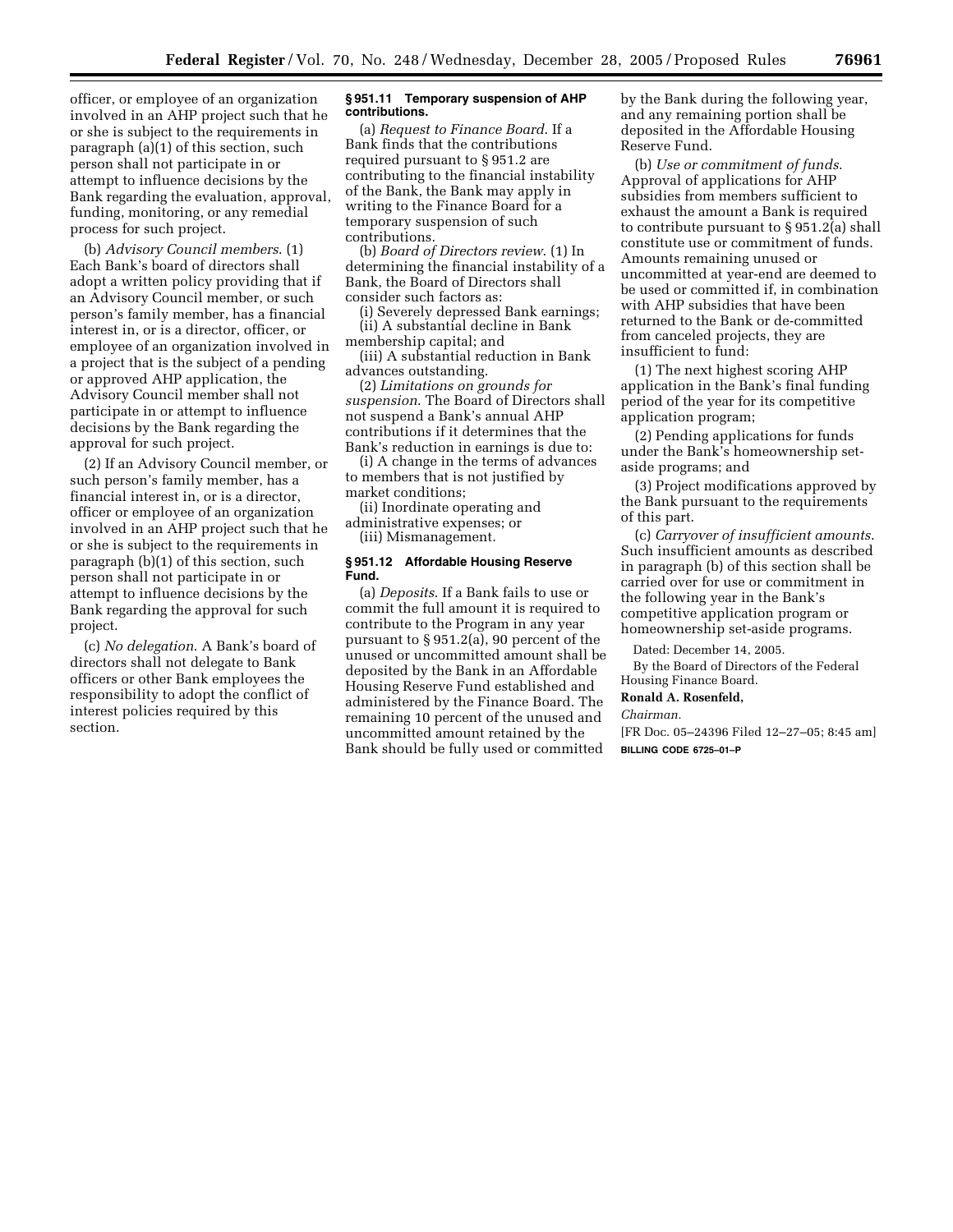officer, or employee of an organization involved in an AHP project such that he or she is subject to the requirements in paragraph (a)(1) of this section, such person shall not participate in or attempt to influence decisions by the Bank regarding the evaluation, approval, funding, monitoring, or any remedial process for such project.

(b) *Advisory Council members*. (1) Each Bank's board of directors shall adopt a written policy providing that if an Advisory Council member, or such person's family member, has a financial interest in, or is a director, officer, or employee of an organization involved in a project that is the subject of a pending or approved AHP application, the Advisory Council member shall not participate in or attempt to influence decisions by the Bank regarding the approval for such project.

(2) If an Advisory Council member, or such person's family member, has a financial interest in, or is a director, officer or employee of an organization involved in an AHP project such that he or she is subject to the requirements in paragraph (b)(1) of this section, such person shall not participate in or attempt to influence decisions by the Bank regarding the approval for such project.

(c) *No delegation*. A Bank's board of directors shall not delegate to Bank officers or other Bank employees the responsibility to adopt the conflict of interest policies required by this section.

**§ 951.11 Temporary suspension of AHP contributions.**

(a) *Request to Finance Board*. If a Bank finds that the contributions required pursuant to § 951.2 are contributing to the financial instability of the Bank, the Bank may apply in writing to the Finance Board for a temporary suspension of such contributions.

(b) *Board of Directors review*. (1) In determining the financial instability of a Bank, the Board of Directors shall consider such factors as:

(i) Severely depressed Bank earnings;

(ii) A substantial decline in Bank membership capital; and

(iii) A substantial reduction in Bank advances outstanding.

(2) *Limitations on grounds for suspension*. The Board of Directors shall not suspend a Bank's annual AHP contributions if it determines that the Bank's reduction in earnings is due to:

(i) A change in the terms of advances to members that is not justified by market conditions;

(ii) Inordinate operating and administrative expenses; or

(iii) Mismanagement.

**§ 951.12 Affordable Housing Reserve Fund.**

(a) *Deposits*. If a Bank fails to use or commit the full amount it is required to contribute to the Program in any year pursuant to § 951.2(a), 90 percent of the unused or uncommitted amount shall be deposited by the Bank in an Affordable Housing Reserve Fund established and administered by the Finance Board. The remaining 10 percent of the unused and uncommitted amount retained by the Bank should be fully used or committed by the Bank during the following year, and any remaining portion shall be deposited in the Affordable Housing Reserve Fund.

(b) *Use or commitment of funds*. Approval of applications for AHP subsidies from members sufficient to exhaust the amount a Bank is required to contribute pursuant to § 951.2(a) shall constitute use or commitment of funds. Amounts remaining unused or uncommitted at year-end are deemed to be used or committed if, in combination with AHP subsidies that have been returned to the Bank or de-committed from canceled projects, they are insufficient to fund:

(1) The next highest scoring AHP application in the Bank's final funding period of the year for its competitive application program;

(2) Pending applications for funds under the Bank's homeownership set-aside programs; and

(3) Project modifications approved by the Bank pursuant to the requirements of this part.

(c) *Carryover of insufficient amounts*. Such insufficient amounts as described in paragraph (b) of this section shall be carried over for use or commitment in the following year in the Bank's competitive application program or homeownership set-aside programs.

Dated: December 14, 2005.

By the Board of Directors of the Federal Housing Finance Board.

**Ronald A. Rosenfeld,**

*Chairman.*

[FR Doc. 05–24396 Filed 12–27–05; 8:45 am]

**BILLING CODE 6725–01–P**